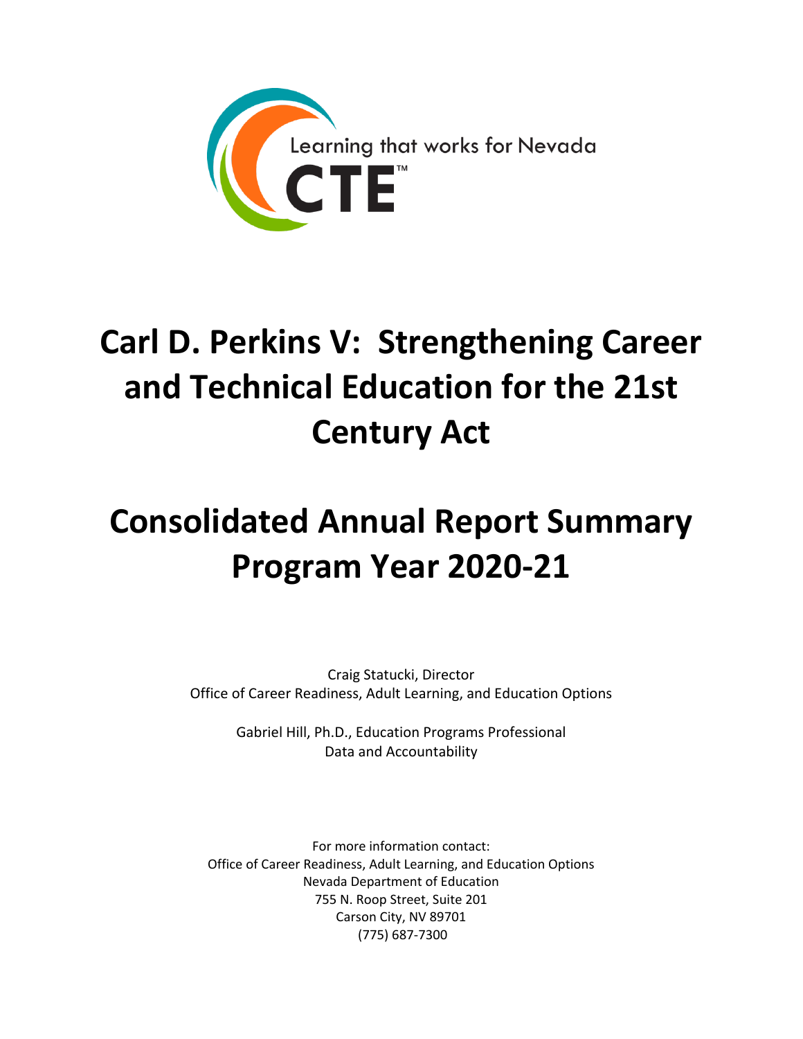Learning that works for Nevada

CTE™

# Carl D. Perkins V: Strengthening Career and Technical Education for the 21st Century Act

# Consolidated Annual Report Summary Program Year 2020-21

Craig Statucki, Director
Office of Career Readiness, Adult Learning, and Education Options

Gabriel Hill, Ph.D., Education Programs Professional
Data and Accountability

For more information contact:
Office of Career Readiness, Adult Learning, and Education Options
Nevada Department of Education
755 N. Roop Street, Suite 201
Carson City, NV 89701
(775) 687-7300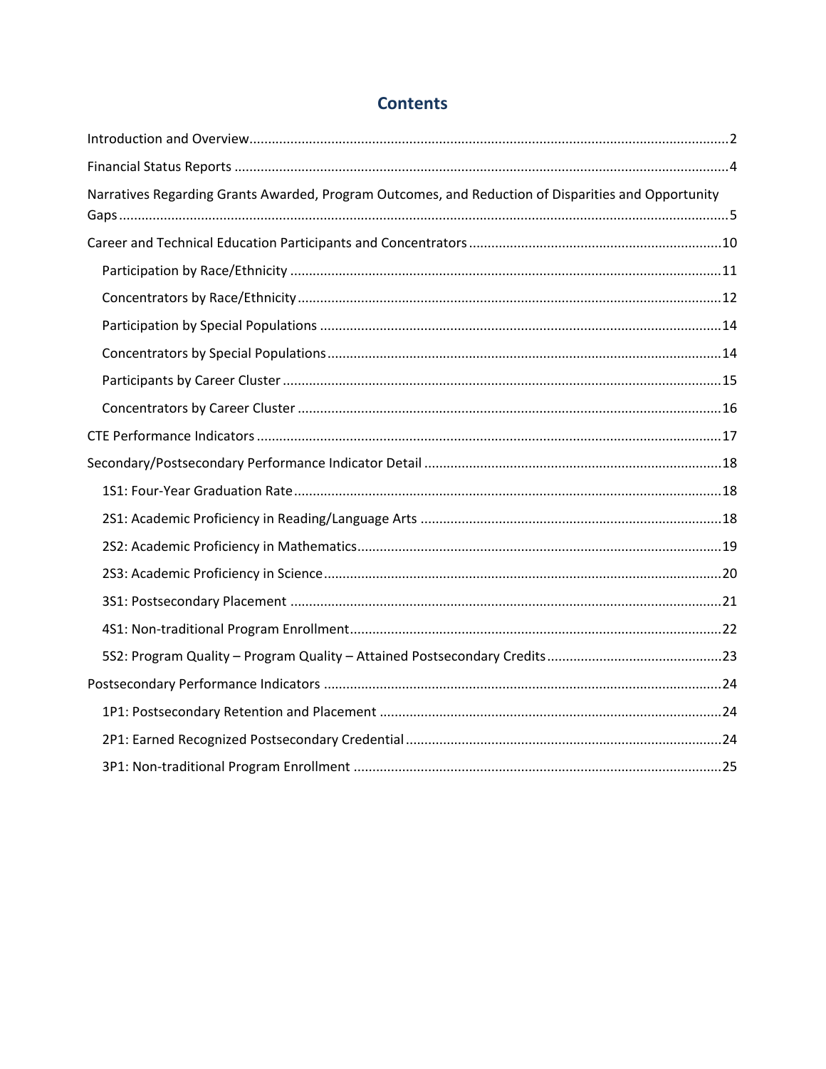# Contents

Introduction and Overview ... 2

Financial Status Reports ... 4

Narratives Regarding Grants Awarded, Program Outcomes, and Reduction of Disparities and Opportunity Gaps ... 5

Career and Technical Education Participants and Concentrators ... 10

- Participation by Race/Ethnicity ... 11
- Concentrators by Race/Ethnicity ... 12
- Participation by Special Populations ... 14
- Concentrators by Special Populations ... 14
- Participants by Career Cluster ... 15
- Concentrators by Career Cluster ... 16

CTE Performance Indicators ... 17

Secondary/Postsecondary Performance Indicator Detail ... 18

- 1S1: Four-Year Graduation Rate ... 18
- 2S1: Academic Proficiency in Reading/Language Arts ... 18
- 2S2: Academic Proficiency in Mathematics ... 19
- 2S3: Academic Proficiency in Science ... 20
- 3S1: Postsecondary Placement ... 21
- 4S1: Non-traditional Program Enrollment ... 22
- 5S2: Program Quality – Program Quality – Attained Postsecondary Credits ... 23

Postsecondary Performance Indicators ... 24

- 1P1: Postsecondary Retention and Placement ... 24
- 2P1: Earned Recognized Postsecondary Credential ... 24
- 3P1: Non-traditional Program Enrollment ... 25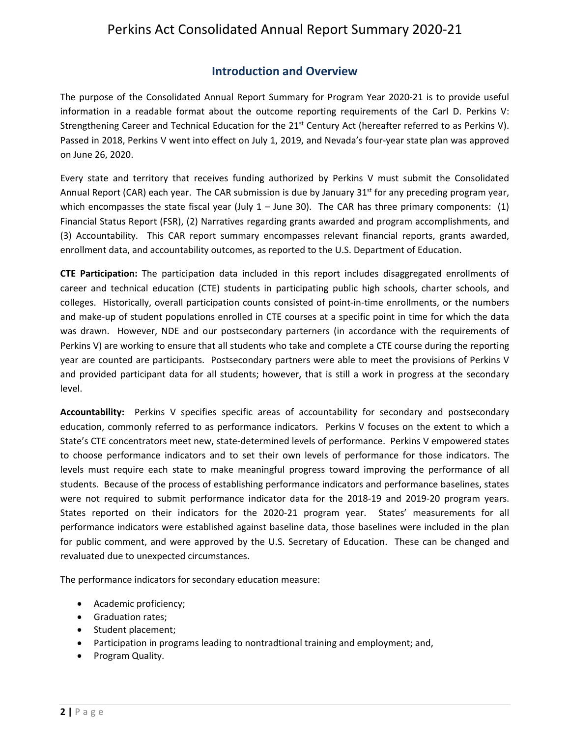## Introduction and Overview

The purpose of the Consolidated Annual Report Summary for Program Year 2020-21 is to provide useful information in a readable format about the outcome reporting requirements of the Carl D. Perkins V: Strengthening Career and Technical Education for the 21st Century Act (hereafter referred to as Perkins V). Passed in 2018, Perkins V went into effect on July 1, 2019, and Nevada's four-year state plan was approved on June 26, 2020.

Every state and territory that receives funding authorized by Perkins V must submit the Consolidated Annual Report (CAR) each year. The CAR submission is due by January 31st for any preceding program year, which encompasses the state fiscal year (July 1 – June 30). The CAR has three primary components: (1) Financial Status Report (FSR), (2) Narratives regarding grants awarded and program accomplishments, and (3) Accountability. This CAR report summary encompasses relevant financial reports, grants awarded, enrollment data, and accountability outcomes, as reported to the U.S. Department of Education.

**CTE Participation:** The participation data included in this report includes disaggregated enrollments of career and technical education (CTE) students in participating public high schools, charter schools, and colleges. Historically, overall participation counts consisted of point-in-time enrollments, or the numbers and make-up of student populations enrolled in CTE courses at a specific point in time for which the data was drawn. However, NDE and our postsecondary parterners (in accordance with the requirements of Perkins V) are working to ensure that all students who take and complete a CTE course during the reporting year are counted are participants. Postsecondary partners were able to meet the provisions of Perkins V and provided participant data for all students; however, that is still a work in progress at the secondary level.

**Accountability:** Perkins V specifies specific areas of accountability for secondary and postsecondary education, commonly referred to as performance indicators. Perkins V focuses on the extent to which a State's CTE concentrators meet new, state-determined levels of performance. Perkins V empowered states to choose performance indicators and to set their own levels of performance for those indicators. The levels must require each state to make meaningful progress toward improving the performance of all students. Because of the process of establishing performance indicators and performance baselines, states were not required to submit performance indicator data for the 2018-19 and 2019-20 program years. States reported on their indicators for the 2020-21 program year. States' measurements for all performance indicators were established against baseline data, those baselines were included in the plan for public comment, and were approved by the U.S. Secretary of Education. These can be changed and revaluated due to unexpected circumstances.

The performance indicators for secondary education measure:

- Academic proficiency;
- Graduation rates;
- Student placement;
- Participation in programs leading to nontradtional training and employment; and,
- Program Quality.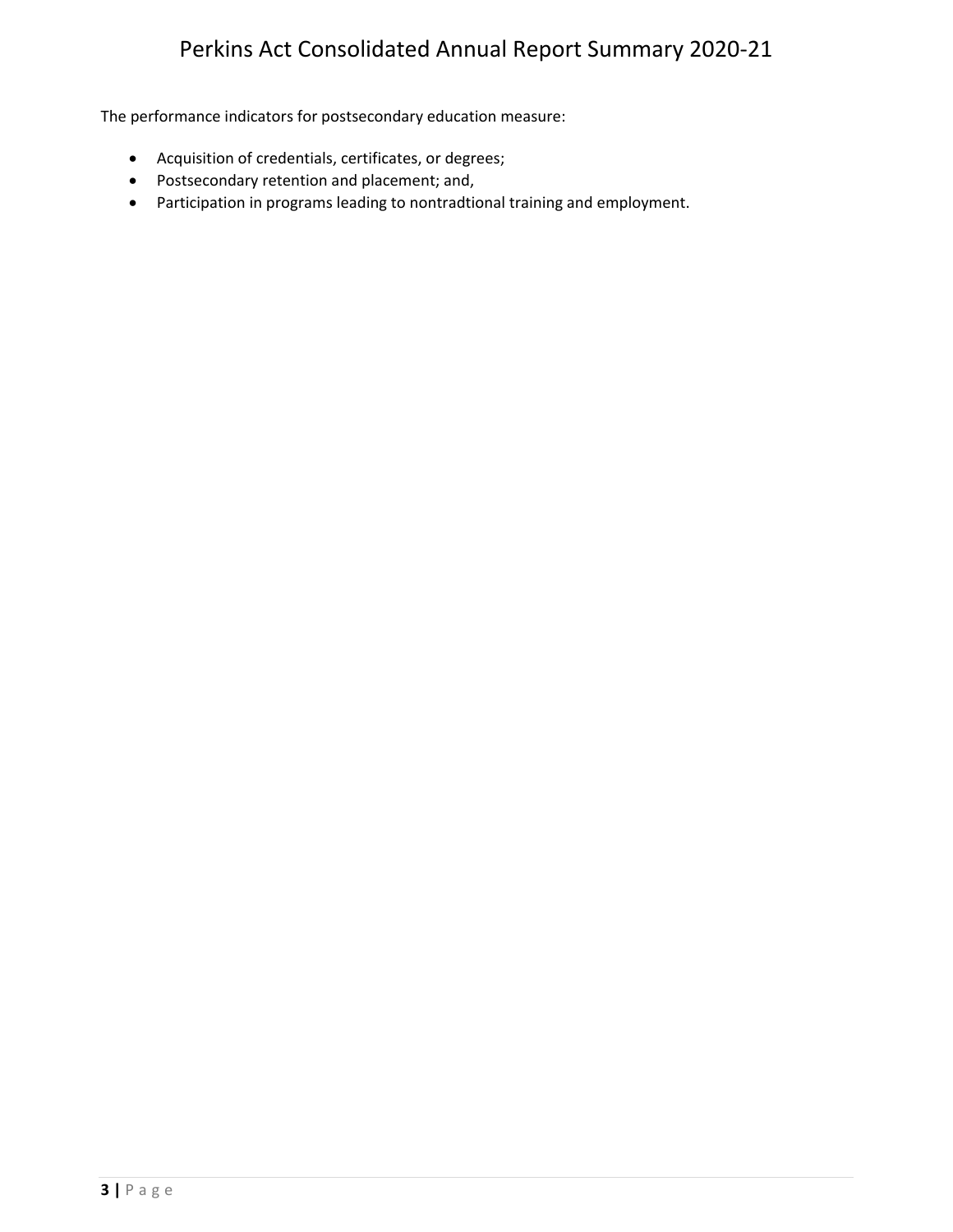The performance indicators for postsecondary education measure:

- Acquisition of credentials, certificates, or degrees;
- Postsecondary retention and placement; and,
- Participation in programs leading to nontradtional training and employment.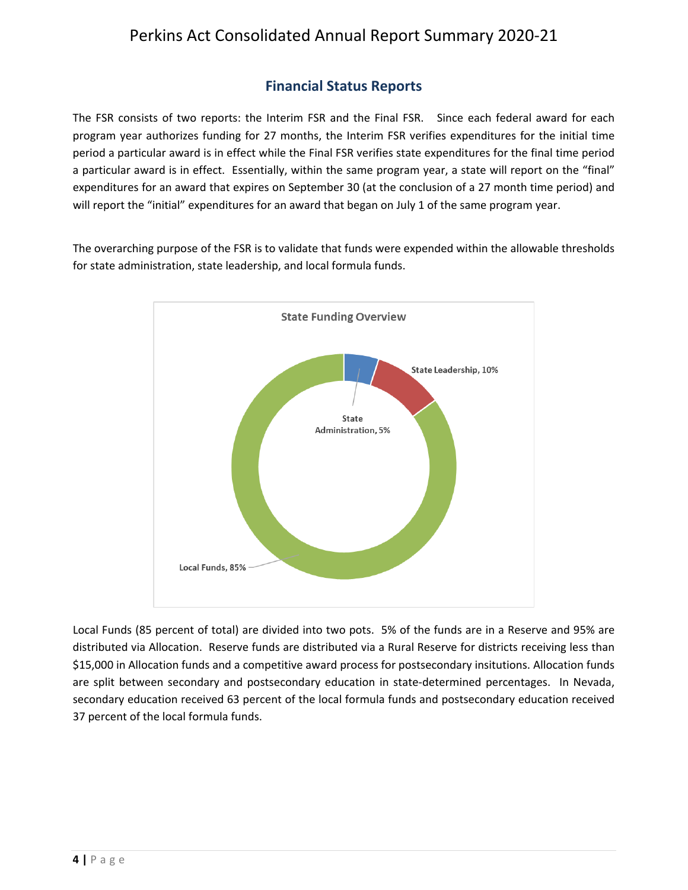## Financial Status Reports

The FSR consists of two reports: the Interim FSR and the Final FSR. Since each federal award for each program year authorizes funding for 27 months, the Interim FSR verifies expenditures for the initial time period a particular award is in effect while the Final FSR verifies state expenditures for the final time period a particular award is in effect. Essentially, within the same program year, a state will report on the "final" expenditures for an award that expires on September 30 (at the conclusion of a 27 month time period) and will report the "initial" expenditures for an award that began on July 1 of the same program year.

The overarching purpose of the FSR is to validate that funds were expended within the allowable thresholds for state administration, state leadership, and local formula funds.

**State Funding Overview**

- State Administration, 5%
- State Leadership, 10%
- Local Funds, 85%

Local Funds (85 percent of total) are divided into two pots. 5% of the funds are in a Reserve and 95% are distributed via Allocation. Reserve funds are distributed via a Rural Reserve for districts receiving less than $15,000 in Allocation funds and a competitive award process for postsecondary insitutions. Allocation funds are split between secondary and postsecondary education in state-determined percentages. In Nevada, secondary education received 63 percent of the local formula funds and postsecondary education received 37 percent of the local formula funds.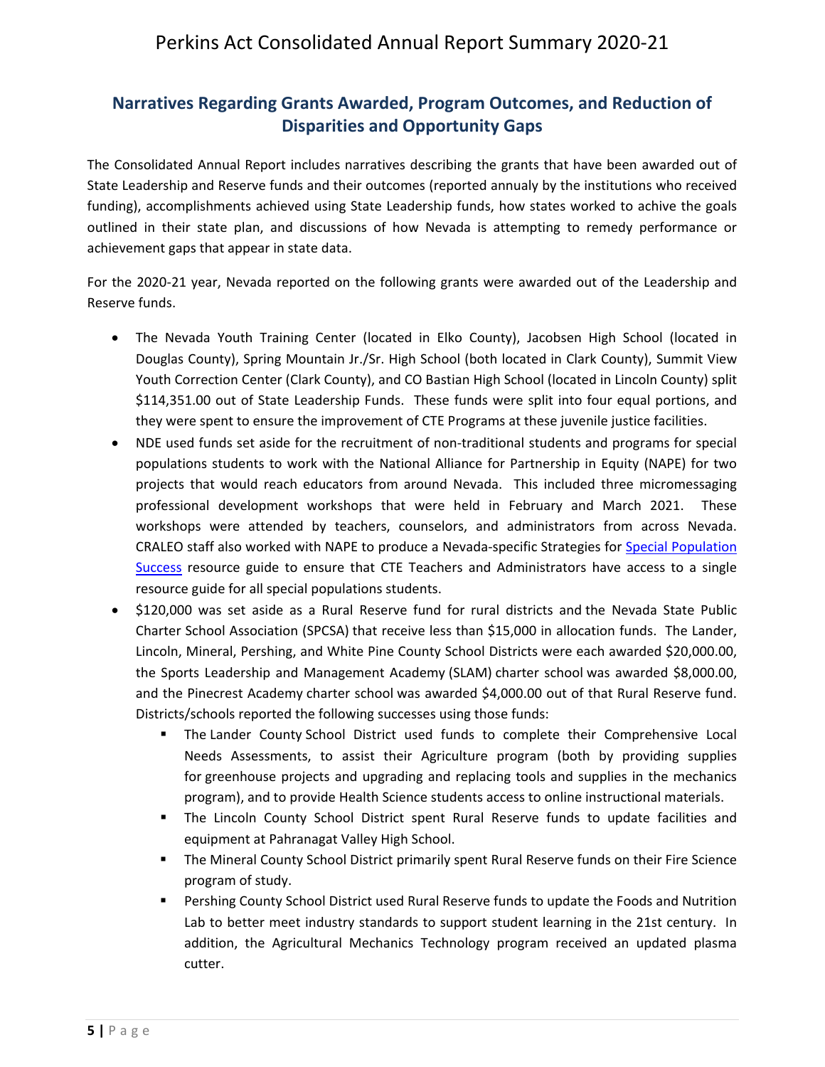## Narratives Regarding Grants Awarded, Program Outcomes, and Reduction of Disparities and Opportunity Gaps

The Consolidated Annual Report includes narratives describing the grants that have been awarded out of State Leadership and Reserve funds and their outcomes (reported annualy by the institutions who received funding), accomplishments achieved using State Leadership funds, how states worked to achive the goals outlined in their state plan, and discussions of how Nevada is attempting to remedy performance or achievement gaps that appear in state data.

For the 2020-21 year, Nevada reported on the following grants were awarded out of the Leadership and Reserve funds.

- The Nevada Youth Training Center (located in Elko County), Jacobsen High School (located in Douglas County), Spring Mountain Jr./Sr. High School (both located in Clark County), Summit View Youth Correction Center (Clark County), and CO Bastian High School (located in Lincoln County) split $114,351.00 out of State Leadership Funds. These funds were split into four equal portions, and they were spent to ensure the improvement of CTE Programs at these juvenile justice facilities.
- NDE used funds set aside for the recruitment of non-traditional students and programs for special populations students to work with the National Alliance for Partnership in Equity (NAPE) for two projects that would reach educators from around Nevada. This included three micromessaging professional development workshops that were held in February and March 2021. These workshops were attended by teachers, counselors, and administrators from across Nevada. CRALEO staff also worked with NAPE to produce a Nevada-specific Strategies for Special Population Success resource guide to ensure that CTE Teachers and Administrators have access to a single resource guide for all special populations students.
- $120,000 was set aside as a Rural Reserve fund for rural districts and the Nevada State Public Charter School Association (SPCSA) that receive less than $15,000 in allocation funds. The Lander, Lincoln, Mineral, Pershing, and White Pine County School Districts were each awarded $20,000.00, the Sports Leadership and Management Academy (SLAM) charter school was awarded $8,000.00, and the Pinecrest Academy charter school was awarded $4,000.00 out of that Rural Reserve fund. Districts/schools reported the following successes using those funds:
  - The Lander County School District used funds to complete their Comprehensive Local Needs Assessments, to assist their Agriculture program (both by providing supplies for greenhouse projects and upgrading and replacing tools and supplies in the mechanics program), and to provide Health Science students access to online instructional materials.
  - The Lincoln County School District spent Rural Reserve funds to update facilities and equipment at Pahranagat Valley High School.
  - The Mineral County School District primarily spent Rural Reserve funds on their Fire Science program of study.
  - Pershing County School District used Rural Reserve funds to update the Foods and Nutrition Lab to better meet industry standards to support student learning in the 21st century. In addition, the Agricultural Mechanics Technology program received an updated plasma cutter.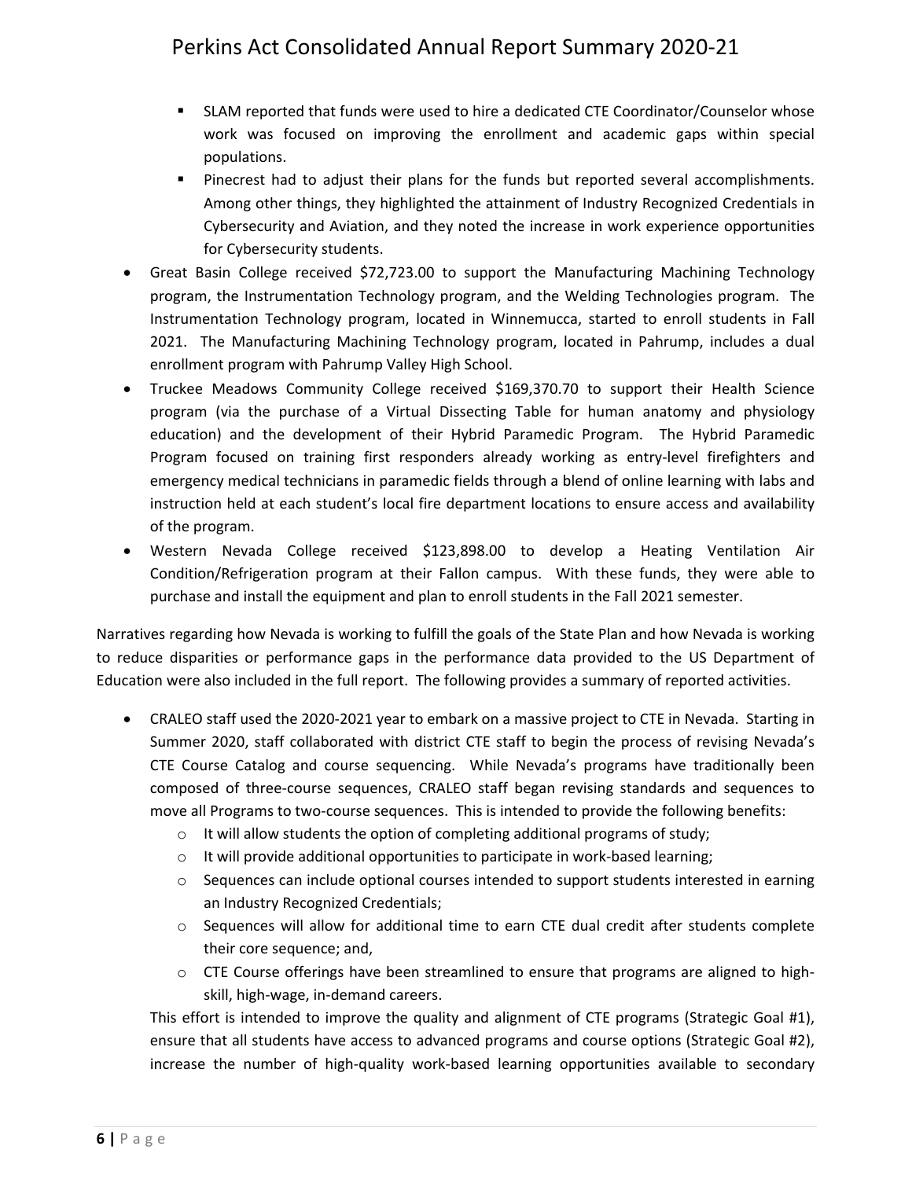- SLAM reported that funds were used to hire a dedicated CTE Coordinator/Counselor whose work was focused on improving the enrollment and academic gaps within special populations.
   - Pinecrest had to adjust their plans for the funds but reported several accomplishments. Among other things, they highlighted the attainment of Industry Recognized Credentials in Cybersecurity and Aviation, and they noted the increase in work experience opportunities for Cybersecurity students.
- Great Basin College received $72,723.00 to support the Manufacturing Machining Technology program, the Instrumentation Technology program, and the Welding Technologies program. The Instrumentation Technology program, located in Winnemucca, started to enroll students in Fall 2021. The Manufacturing Machining Technology program, located in Pahrump, includes a dual enrollment program with Pahrump Valley High School.
- Truckee Meadows Community College received $169,370.70 to support their Health Science program (via the purchase of a Virtual Dissecting Table for human anatomy and physiology education) and the development of their Hybrid Paramedic Program. The Hybrid Paramedic Program focused on training first responders already working as entry-level firefighters and emergency medical technicians in paramedic fields through a blend of online learning with labs and instruction held at each student's local fire department locations to ensure access and availability of the program.
- Western Nevada College received $123,898.00 to develop a Heating Ventilation Air Condition/Refrigeration program at their Fallon campus. With these funds, they were able to purchase and install the equipment and plan to enroll students in the Fall 2021 semester.

Narratives regarding how Nevada is working to fulfill the goals of the State Plan and how Nevada is working to reduce disparities or performance gaps in the performance data provided to the US Department of Education were also included in the full report. The following provides a summary of reported activities.

- CRALEO staff used the 2020-2021 year to embark on a massive project to CTE in Nevada. Starting in Summer 2020, staff collaborated with district CTE staff to begin the process of revising Nevada's CTE Course Catalog and course sequencing. While Nevada's programs have traditionally been composed of three-course sequences, CRALEO staff began revising standards and sequences to move all Programs to two-course sequences. This is intended to provide the following benefits:
  - It will allow students the option of completing additional programs of study;
  - It will provide additional opportunities to participate in work-based learning;
  - Sequences can include optional courses intended to support students interested in earning an Industry Recognized Credentials;
  - Sequences will allow for additional time to earn CTE dual credit after students complete their core sequence; and,
  - CTE Course offerings have been streamlined to ensure that programs are aligned to high-skill, high-wage, in-demand careers.

  This effort is intended to improve the quality and alignment of CTE programs (Strategic Goal #1), ensure that all students have access to advanced programs and course options (Strategic Goal #2), increase the number of high-quality work-based learning opportunities available to secondary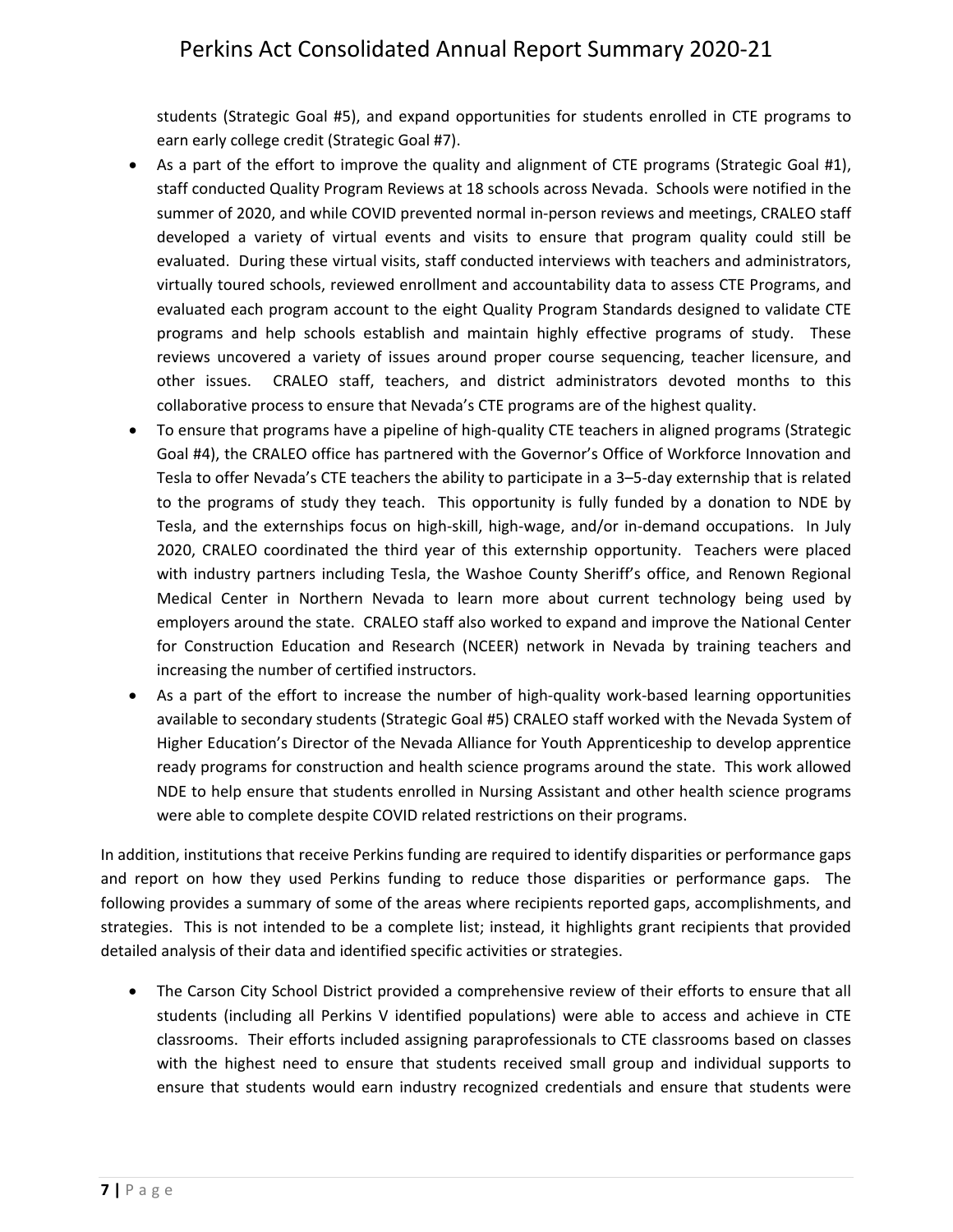students (Strategic Goal #5), and expand opportunities for students enrolled in CTE programs to earn early college credit (Strategic Goal #7).

- As a part of the effort to improve the quality and alignment of CTE programs (Strategic Goal #1), staff conducted Quality Program Reviews at 18 schools across Nevada. Schools were notified in the summer of 2020, and while COVID prevented normal in-person reviews and meetings, CRALEO staff developed a variety of virtual events and visits to ensure that program quality could still be evaluated. During these virtual visits, staff conducted interviews with teachers and administrators, virtually toured schools, reviewed enrollment and accountability data to assess CTE Programs, and evaluated each program account to the eight Quality Program Standards designed to validate CTE programs and help schools establish and maintain highly effective programs of study. These reviews uncovered a variety of issues around proper course sequencing, teacher licensure, and other issues. CRALEO staff, teachers, and district administrators devoted months to this collaborative process to ensure that Nevada's CTE programs are of the highest quality.
- To ensure that programs have a pipeline of high-quality CTE teachers in aligned programs (Strategic Goal #4), the CRALEO office has partnered with the Governor's Office of Workforce Innovation and Tesla to offer Nevada's CTE teachers the ability to participate in a 3–5-day externship that is related to the programs of study they teach. This opportunity is fully funded by a donation to NDE by Tesla, and the externships focus on high-skill, high-wage, and/or in-demand occupations. In July 2020, CRALEO coordinated the third year of this externship opportunity. Teachers were placed with industry partners including Tesla, the Washoe County Sheriff's office, and Renown Regional Medical Center in Northern Nevada to learn more about current technology being used by employers around the state. CRALEO staff also worked to expand and improve the National Center for Construction Education and Research (NCEER) network in Nevada by training teachers and increasing the number of certified instructors.
- As a part of the effort to increase the number of high-quality work-based learning opportunities available to secondary students (Strategic Goal #5) CRALEO staff worked with the Nevada System of Higher Education's Director of the Nevada Alliance for Youth Apprenticeship to develop apprentice ready programs for construction and health science programs around the state. This work allowed NDE to help ensure that students enrolled in Nursing Assistant and other health science programs were able to complete despite COVID related restrictions on their programs.

In addition, institutions that receive Perkins funding are required to identify disparities or performance gaps and report on how they used Perkins funding to reduce those disparities or performance gaps. The following provides a summary of some of the areas where recipients reported gaps, accomplishments, and strategies. This is not intended to be a complete list; instead, it highlights grant recipients that provided detailed analysis of their data and identified specific activities or strategies.

- The Carson City School District provided a comprehensive review of their efforts to ensure that all students (including all Perkins V identified populations) were able to access and achieve in CTE classrooms. Their efforts included assigning paraprofessionals to CTE classrooms based on classes with the highest need to ensure that students received small group and individual supports to ensure that students would earn industry recognized credentials and ensure that students were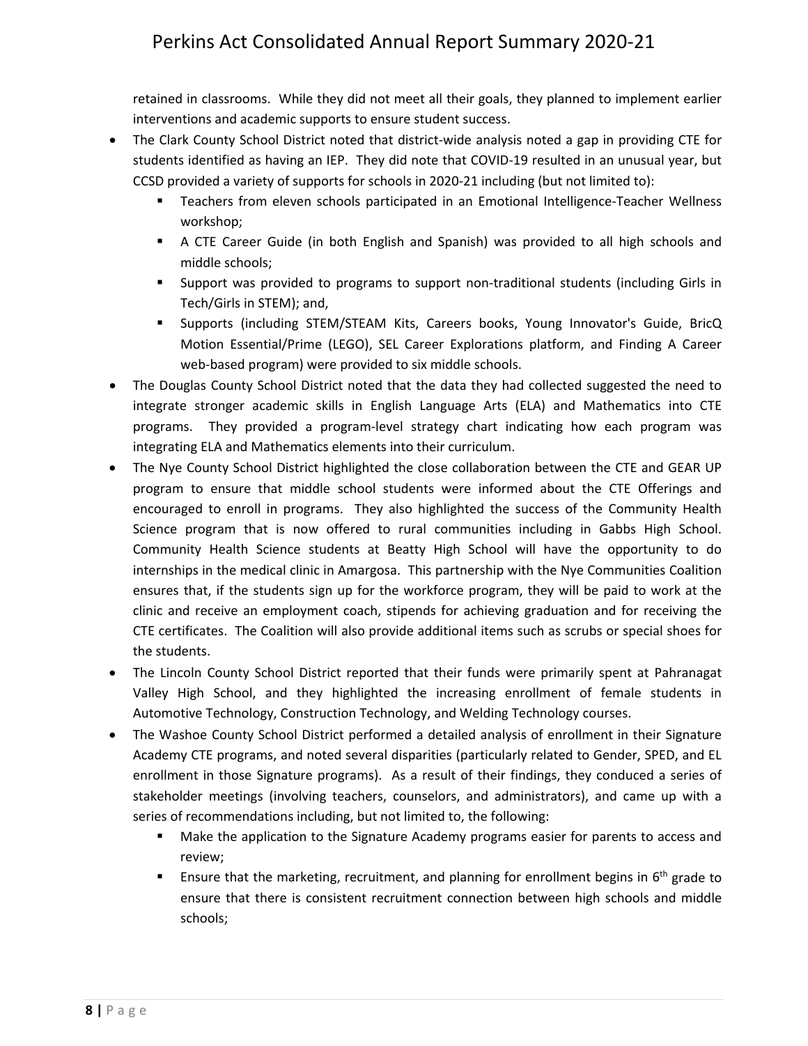retained in classrooms. While they did not meet all their goals, they planned to implement earlier interventions and academic supports to ensure student success.

- The Clark County School District noted that district-wide analysis noted a gap in providing CTE for students identified as having an IEP. They did note that COVID-19 resulted in an unusual year, but CCSD provided a variety of supports for schools in 2020-21 including (but not limited to):
  - Teachers from eleven schools participated in an Emotional Intelligence-Teacher Wellness workshop;
  - A CTE Career Guide (in both English and Spanish) was provided to all high schools and middle schools;
  - Support was provided to programs to support non-traditional students (including Girls in Tech/Girls in STEM); and,
  - Supports (including STEM/STEAM Kits, Careers books, Young Innovator's Guide, BricQ Motion Essential/Prime (LEGO), SEL Career Explorations platform, and Finding A Career web-based program) were provided to six middle schools.
- The Douglas County School District noted that the data they had collected suggested the need to integrate stronger academic skills in English Language Arts (ELA) and Mathematics into CTE programs. They provided a program-level strategy chart indicating how each program was integrating ELA and Mathematics elements into their curriculum.
- The Nye County School District highlighted the close collaboration between the CTE and GEAR UP program to ensure that middle school students were informed about the CTE Offerings and encouraged to enroll in programs. They also highlighted the success of the Community Health Science program that is now offered to rural communities including in Gabbs High School. Community Health Science students at Beatty High School will have the opportunity to do internships in the medical clinic in Amargosa. This partnership with the Nye Communities Coalition ensures that, if the students sign up for the workforce program, they will be paid to work at the clinic and receive an employment coach, stipends for achieving graduation and for receiving the CTE certificates. The Coalition will also provide additional items such as scrubs or special shoes for the students.
- The Lincoln County School District reported that their funds were primarily spent at Pahranagat Valley High School, and they highlighted the increasing enrollment of female students in Automotive Technology, Construction Technology, and Welding Technology courses.
- The Washoe County School District performed a detailed analysis of enrollment in their Signature Academy CTE programs, and noted several disparities (particularly related to Gender, SPED, and EL enrollment in those Signature programs). As a result of their findings, they conduced a series of stakeholder meetings (involving teachers, counselors, and administrators), and came up with a series of recommendations including, but not limited to, the following:
  - Make the application to the Signature Academy programs easier for parents to access and review;
  - Ensure that the marketing, recruitment, and planning for enrollment begins in 6th grade to ensure that there is consistent recruitment connection between high schools and middle schools;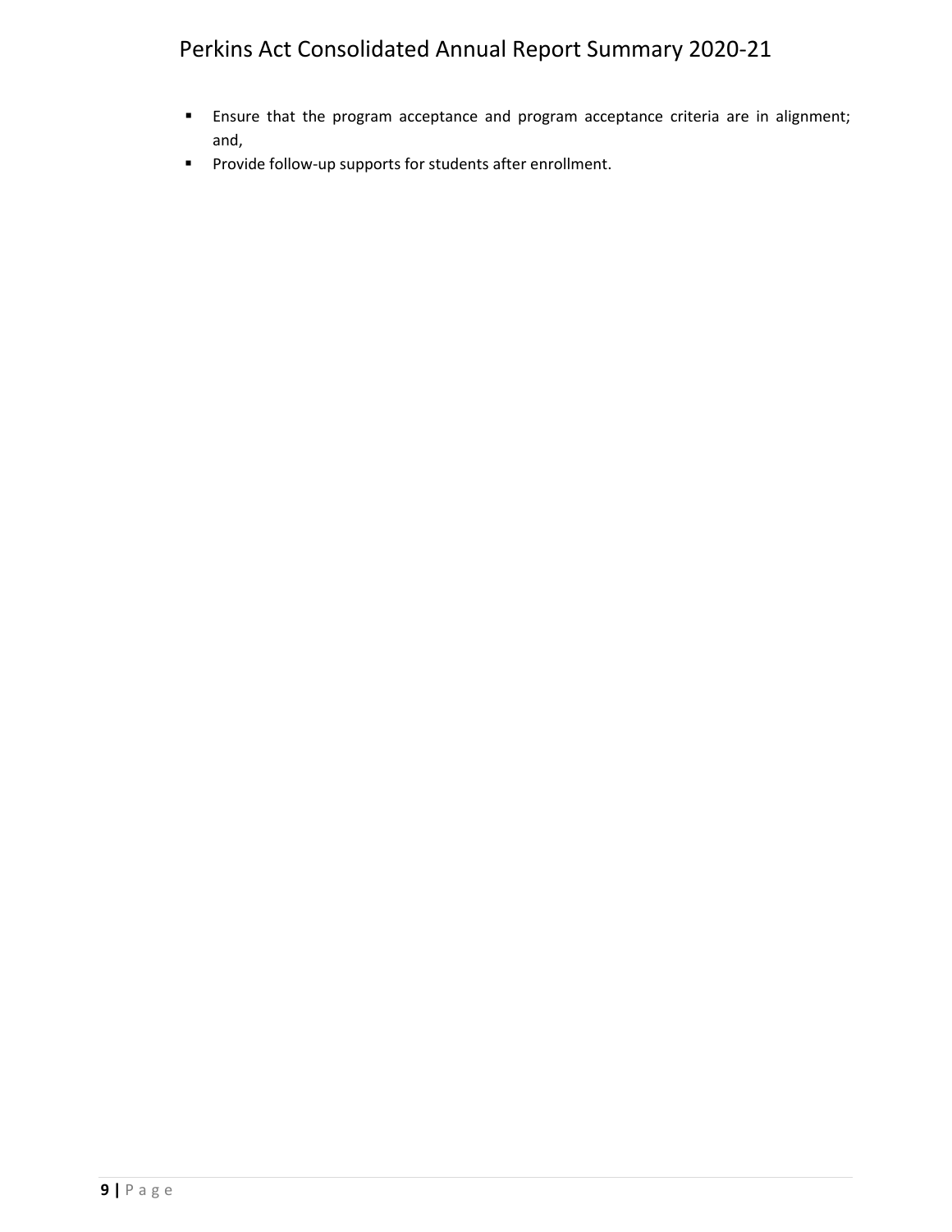- Ensure that the program acceptance and program acceptance criteria are in alignment; and,
- Provide follow-up supports for students after enrollment.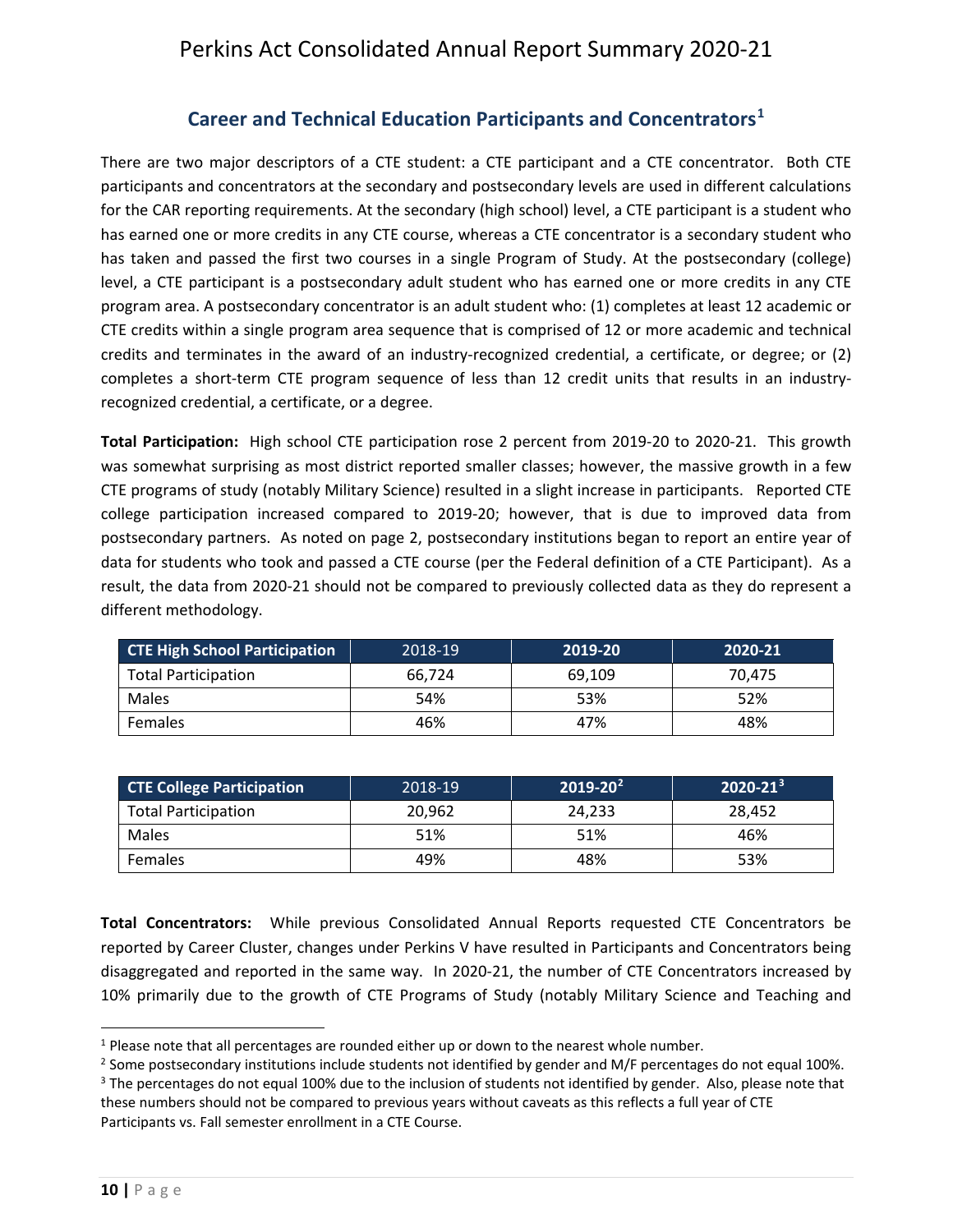## Career and Technical Education Participants and Concentrators[1]

There are two major descriptors of a CTE student: a CTE participant and a CTE concentrator. Both CTE participants and concentrators at the secondary and postsecondary levels are used in different calculations for the CAR reporting requirements. At the secondary (high school) level, a CTE participant is a student who has earned one or more credits in any CTE course, whereas a CTE concentrator is a secondary student who has taken and passed the first two courses in a single Program of Study. At the postsecondary (college) level, a CTE participant is a postsecondary adult student who has earned one or more credits in any CTE program area. A postsecondary concentrator is an adult student who: (1) completes at least 12 academic or CTE credits within a single program area sequence that is comprised of 12 or more academic and technical credits and terminates in the award of an industry-recognized credential, a certificate, or degree; or (2) completes a short-term CTE program sequence of less than 12 credit units that results in an industry-recognized credential, a certificate, or a degree.

**Total Participation:** High school CTE participation rose 2 percent from 2019-20 to 2020-21. This growth was somewhat surprising as most district reported smaller classes; however, the massive growth in a few CTE programs of study (notably Military Science) resulted in a slight increase in participants. Reported CTE college participation increased compared to 2019-20; however, that is due to improved data from postsecondary partners. As noted on page 2, postsecondary institutions began to report an entire year of data for students who took and passed a CTE course (per the Federal definition of a CTE Participant). As a result, the data from 2020-21 should not be compared to previously collected data as they do represent a different methodology.

| CTE High School Participation | 2018-19 | 2019-20 | 2020-21 |
|---|---|---|---|
| Total Participation | 66,724 | 69,109 | 70,475 |
| Males | 54% | 53% | 52% |
| Females | 46% | 47% | 48% |

| CTE College Participation | 2018-19 | 2019-20[2] | 2020-21[3] |
|---|---|---|---|
| Total Participation | 20,962 | 24,233 | 28,452 |
| Males | 51% | 51% | 46% |
| Females | 49% | 48% | 53% |

**Total Concentrators:** While previous Consolidated Annual Reports requested CTE Concentrators be reported by Career Cluster, changes under Perkins V have resulted in Participants and Concentrators being disaggregated and reported in the same way. In 2020-21, the number of CTE Concentrators increased by 10% primarily due to the growth of CTE Programs of Study (notably Military Science and Teaching and

---

[1] Please note that all percentages are rounded either up or down to the nearest whole number.

[2] Some postsecondary institutions include students not identified by gender and M/F percentages do not equal 100%.

[3] The percentages do not equal 100% due to the inclusion of students not identified by gender. Also, please note that these numbers should not be compared to previous years without caveats as this reflects a full year of CTE Participants vs. Fall semester enrollment in a CTE Course.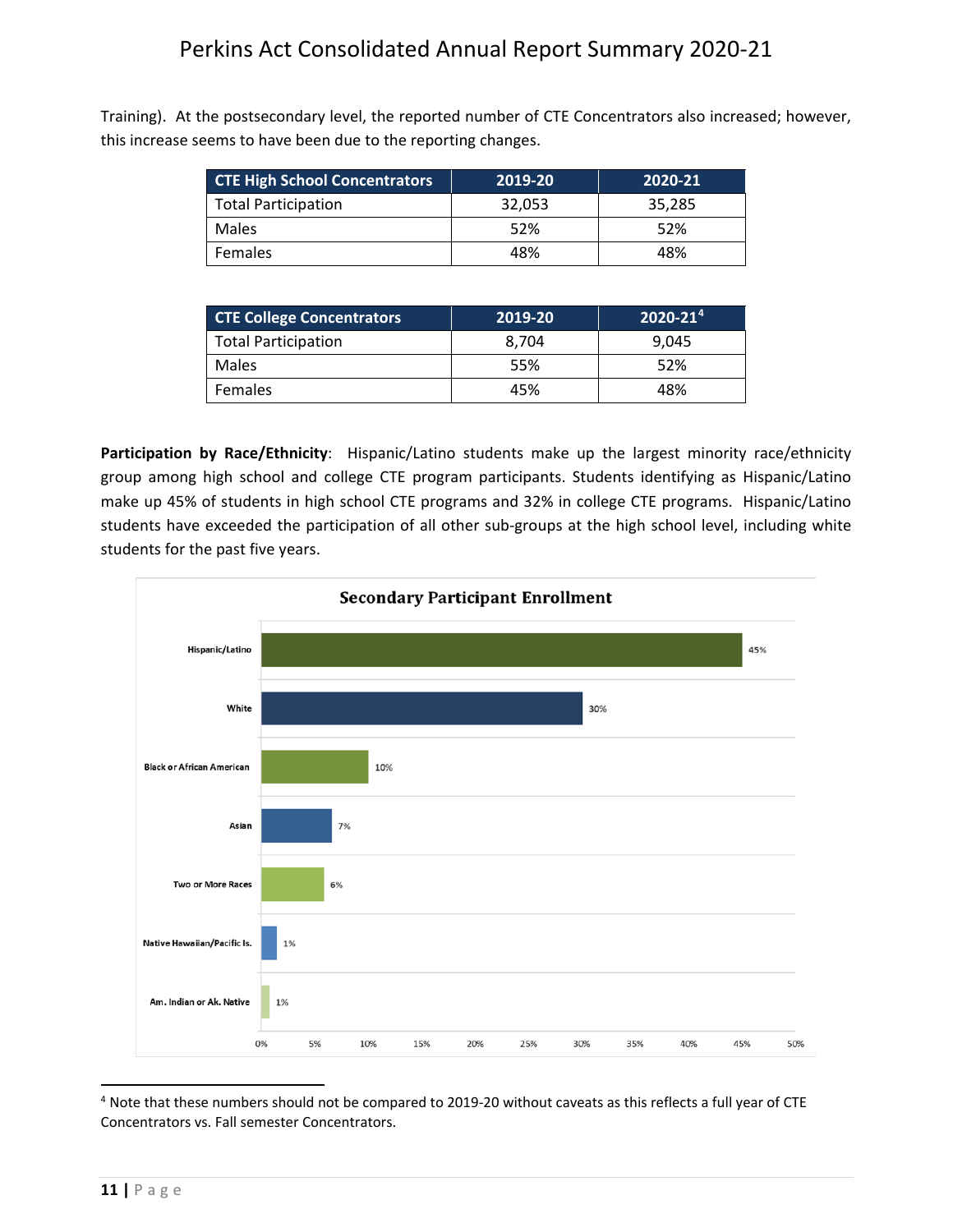Training). At the postsecondary level, the reported number of CTE Concentrators also increased; however, this increase seems to have been due to the reporting changes.

| CTE High School Concentrators | 2019-20 | 2020-21 |
|---|---|---|
| Total Participation | 32,053 | 35,285 |
| Males | 52% | 52% |
| Females | 48% | 48% |

| CTE College Concentrators | 2019-20 | 2020-21[4] |
|---|---|---|
| Total Participation | 8,704 | 9,045 |
| Males | 55% | 52% |
| Females | 45% | 48% |

**Participation by Race/Ethnicity**: Hispanic/Latino students make up the largest minority race/ethnicity group among high school and college CTE program participants. Students identifying as Hispanic/Latino make up 45% of students in high school CTE programs and 32% in college CTE programs. Hispanic/Latino students have exceeded the participation of all other sub-groups at the high school level, including white students for the past five years.

**Secondary Participant Enrollment**

| Race/Ethnicity | Percent |
|---|---|
| Hispanic/Latino | 45% |
| White | 30% |
| Black or African American | 10% |
| Asian | 7% |
| Two or More Races | 6% |
| Native Hawaiian/Pacific Is. | 1% |
| Am. Indian or Ak. Native | 1% |

[4] Note that these numbers should not be compared to 2019-20 without caveats as this reflects a full year of CTE Concentrators vs. Fall semester Concentrators.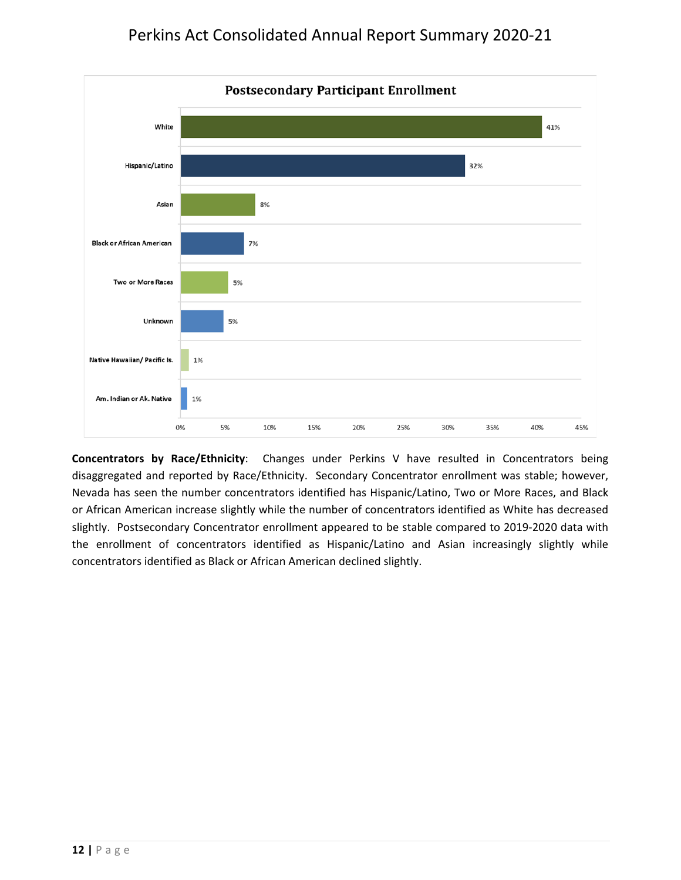**Postsecondary Participant Enrollment**

| Race/Ethnicity | Percent |
|---|---|
| White | 41% |
| Hispanic/Latino | 32% |
| Asian | 8% |
| Black or African American | 7% |
| Two or More Races | 5% |
| Unknown | 5% |
| Native Hawaiian/ Pacific Is. | 1% |
| Am. Indian or Ak. Native | 1% |

**Concentrators by Race/Ethnicity**: Changes under Perkins V have resulted in Concentrators being disaggregated and reported by Race/Ethnicity. Secondary Concentrator enrollment was stable; however, Nevada has seen the number concentrators identified has Hispanic/Latino, Two or More Races, and Black or African American increase slightly while the number of concentrators identified as White has decreased slightly. Postsecondary Concentrator enrollment appeared to be stable compared to 2019-2020 data with the enrollment of concentrators identified as Hispanic/Latino and Asian increasingly slightly while concentrators identified as Black or African American declined slightly.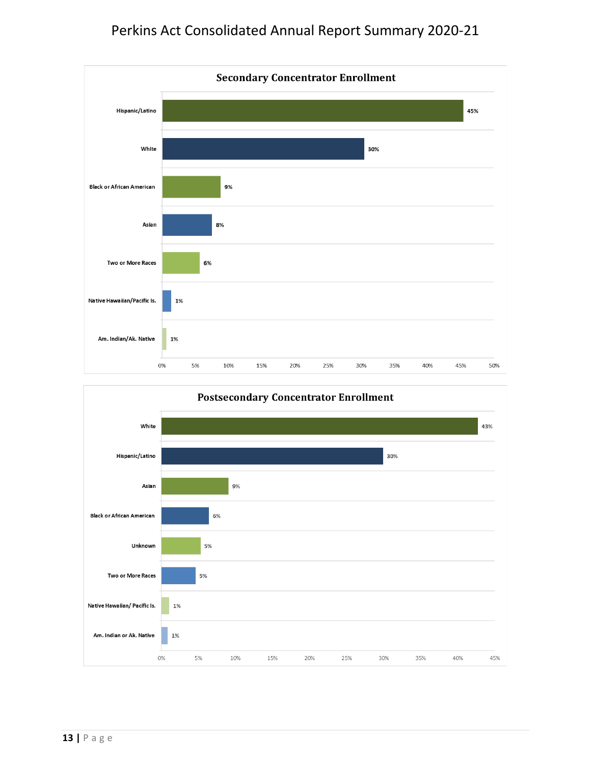### Secondary Concentrator Enrollment

| Race/Ethnicity | Percent |
| --- | --- |
| Hispanic/Latino | 45% |
| White | 30% |
| Black or African American | 9% |
| Asian | 8% |
| Two or More Races | 6% |
| Native Hawaiian/Pacific Is. | 1% |
| Am. Indian/Ak. Native | 1% |

### Postsecondary Concentrator Enrollment

| Race/Ethnicity | Percent |
| --- | --- |
| White | 43% |
| Hispanic/Latino | 30% |
| Asian | 9% |
| Black or African American | 6% |
| Unknown | 5% |
| Two or More Races | 5% |
| Native Hawaiian/ Pacific Is. | 1% |
| Am. Indian or Ak. Native | 1% |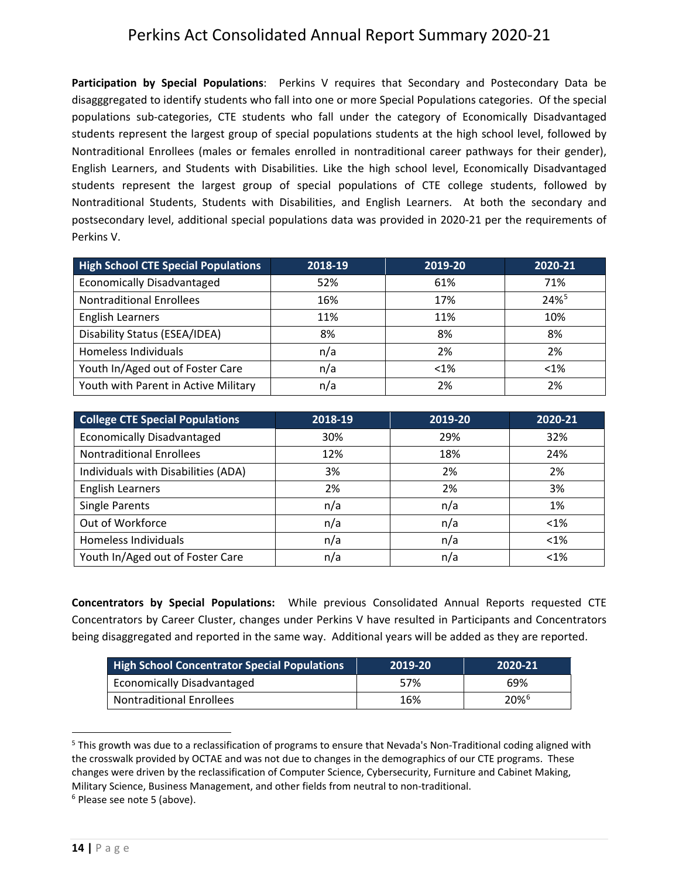**Participation by Special Populations**: Perkins V requires that Secondary and Postecondary Data be disagggregated to identify students who fall into one or more Special Populations categories. Of the special populations sub-categories, CTE students who fall under the category of Economically Disadvantaged students represent the largest group of special populations students at the high school level, followed by Nontraditional Enrollees (males or females enrolled in nontraditional career pathways for their gender), English Learners, and Students with Disabilities. Like the high school level, Economically Disadvantaged students represent the largest group of special populations of CTE college students, followed by Nontraditional Students, Students with Disabilities, and English Learners. At both the secondary and postsecondary level, additional special populations data was provided in 2020-21 per the requirements of Perkins V.

| High School CTE Special Populations | 2018-19 | 2019-20 | 2020-21 |
|---|---|---|---|
| Economically Disadvantaged | 52% | 61% | 71% |
| Nontraditional Enrollees | 16% | 17% | 24%[5] |
| English Learners | 11% | 11% | 10% |
| Disability Status (ESEA/IDEA) | 8% | 8% | 8% |
| Homeless Individuals | n/a | 2% | 2% |
| Youth In/Aged out of Foster Care | n/a | <1% | <1% |
| Youth with Parent in Active Military | n/a | 2% | 2% |

| College CTE Special Populations | 2018-19 | 2019-20 | 2020-21 |
|---|---|---|---|
| Economically Disadvantaged | 30% | 29% | 32% |
| Nontraditional Enrollees | 12% | 18% | 24% |
| Individuals with Disabilities (ADA) | 3% | 2% | 2% |
| English Learners | 2% | 2% | 3% |
| Single Parents | n/a | n/a | 1% |
| Out of Workforce | n/a | n/a | <1% |
| Homeless Individuals | n/a | n/a | <1% |
| Youth In/Aged out of Foster Care | n/a | n/a | <1% |

**Concentrators by Special Populations:** While previous Consolidated Annual Reports requested CTE Concentrators by Career Cluster, changes under Perkins V have resulted in Participants and Concentrators being disaggregated and reported in the same way. Additional years will be added as they are reported.

| High School Concentrator Special Populations | 2019-20 | 2020-21 |
|---|---|---|
| Economically Disadvantaged | 57% | 69% |
| Nontraditional Enrollees | 16% | 20%[6] |

[5] This growth was due to a reclassification of programs to ensure that Nevada's Non-Traditional coding aligned with the crosswalk provided by OCTAE and was not due to changes in the demographics of our CTE programs. These changes were driven by the reclassification of Computer Science, Cybersecurity, Furniture and Cabinet Making, Military Science, Business Management, and other fields from neutral to non-traditional.

[6] Please see note 5 (above).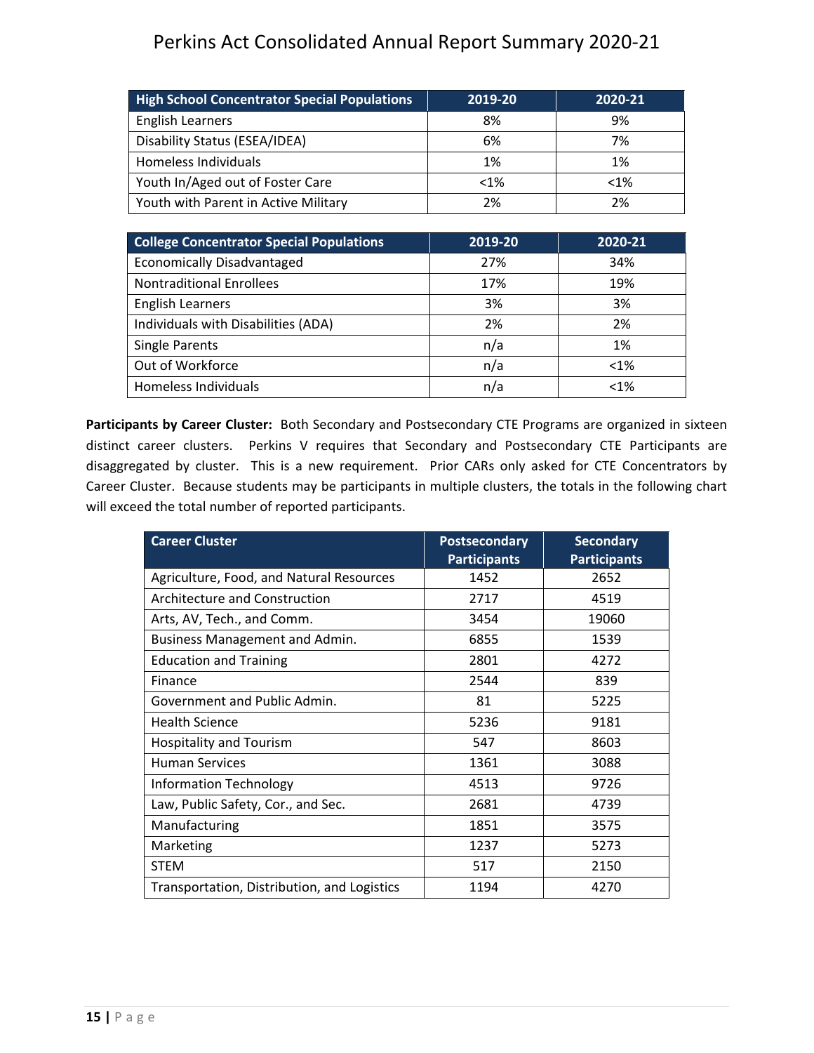| High School Concentrator Special Populations | 2019-20 | 2020-21 |
|---|---|---|
| English Learners | 8% | 9% |
| Disability Status (ESEA/IDEA) | 6% | 7% |
| Homeless Individuals | 1% | 1% |
| Youth In/Aged out of Foster Care | <1% | <1% |
| Youth with Parent in Active Military | 2% | 2% |

| College Concentrator Special Populations | 2019-20 | 2020-21 |
|---|---|---|
| Economically Disadvantaged | 27% | 34% |
| Nontraditional Enrollees | 17% | 19% |
| English Learners | 3% | 3% |
| Individuals with Disabilities (ADA) | 2% | 2% |
| Single Parents | n/a | 1% |
| Out of Workforce | n/a | <1% |
| Homeless Individuals | n/a | <1% |

**Participants by Career Cluster:** Both Secondary and Postsecondary CTE Programs are organized in sixteen distinct career clusters. Perkins V requires that Secondary and Postsecondary CTE Participants are disaggregated by cluster. This is a new requirement. Prior CARs only asked for CTE Concentrators by Career Cluster. Because students may be participants in multiple clusters, the totals in the following chart will exceed the total number of reported participants.

| Career Cluster | Postsecondary Participants | Secondary Participants |
|---|---|---|
| Agriculture, Food, and Natural Resources | 1452 | 2652 |
| Architecture and Construction | 2717 | 4519 |
| Arts, AV, Tech., and Comm. | 3454 | 19060 |
| Business Management and Admin. | 6855 | 1539 |
| Education and Training | 2801 | 4272 |
| Finance | 2544 | 839 |
| Government and Public Admin. | 81 | 5225 |
| Health Science | 5236 | 9181 |
| Hospitality and Tourism | 547 | 8603 |
| Human Services | 1361 | 3088 |
| Information Technology | 4513 | 9726 |
| Law, Public Safety, Cor., and Sec. | 2681 | 4739 |
| Manufacturing | 1851 | 3575 |
| Marketing | 1237 | 5273 |
| STEM | 517 | 2150 |
| Transportation, Distribution, and Logistics | 1194 | 4270 |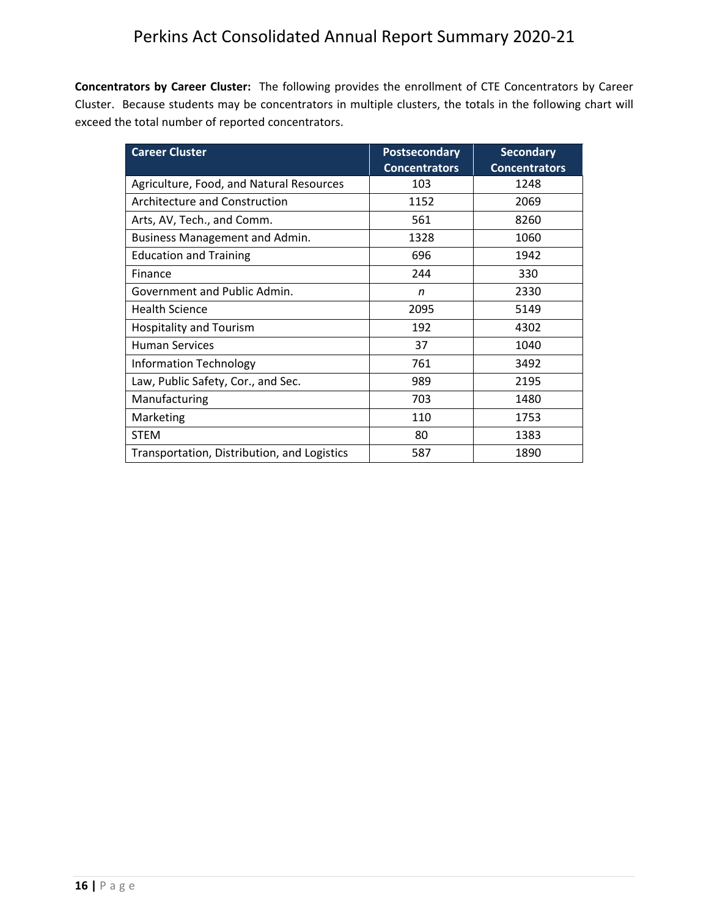**Concentrators by Career Cluster:** The following provides the enrollment of CTE Concentrators by Career Cluster. Because students may be concentrators in multiple clusters, the totals in the following chart will exceed the total number of reported concentrators.

| Career Cluster | Postsecondary Concentrators | Secondary Concentrators |
|---|---|---|
| Agriculture, Food, and Natural Resources | 103 | 1248 |
| Architecture and Construction | 1152 | 2069 |
| Arts, AV, Tech., and Comm. | 561 | 8260 |
| Business Management and Admin. | 1328 | 1060 |
| Education and Training | 696 | 1942 |
| Finance | 244 | 330 |
| Government and Public Admin. | *n* | 2330 |
| Health Science | 2095 | 5149 |
| Hospitality and Tourism | 192 | 4302 |
| Human Services | 37 | 1040 |
| Information Technology | 761 | 3492 |
| Law, Public Safety, Cor., and Sec. | 989 | 2195 |
| Manufacturing | 703 | 1480 |
| Marketing | 110 | 1753 |
| STEM | 80 | 1383 |
| Transportation, Distribution, and Logistics | 587 | 1890 |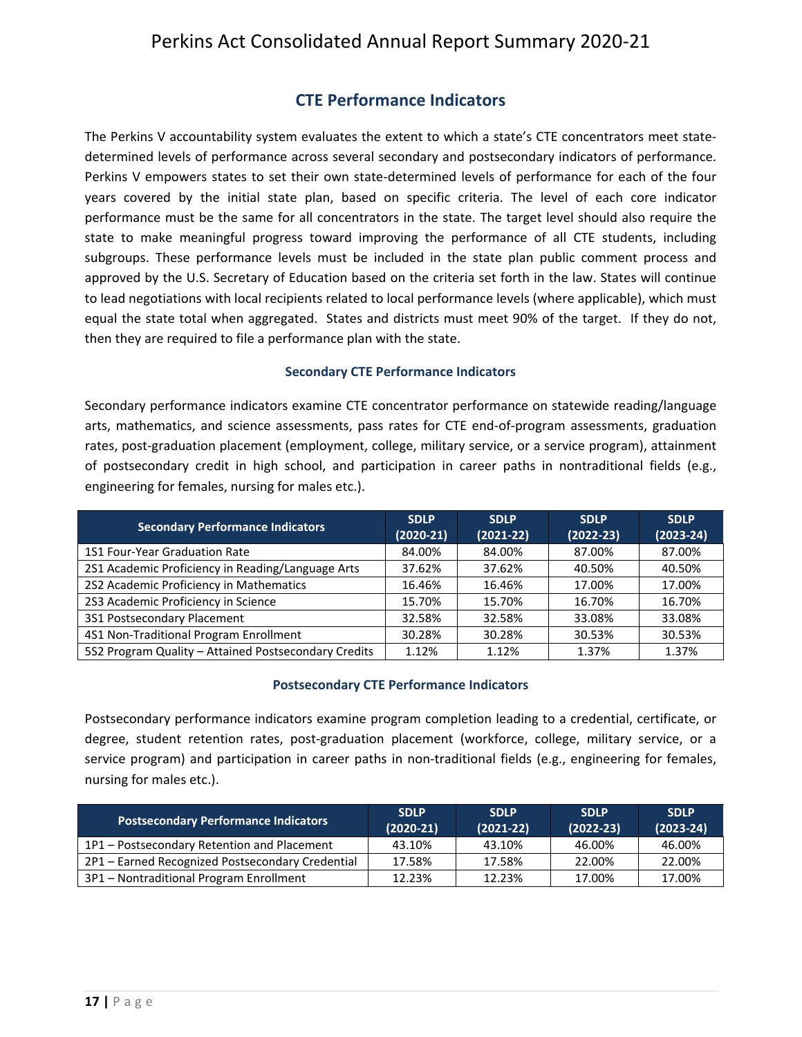## CTE Performance Indicators

The Perkins V accountability system evaluates the extent to which a state's CTE concentrators meet state-determined levels of performance across several secondary and postsecondary indicators of performance. Perkins V empowers states to set their own state-determined levels of performance for each of the four years covered by the initial state plan, based on specific criteria. The level of each core indicator performance must be the same for all concentrators in the state. The target level should also require the state to make meaningful progress toward improving the performance of all CTE students, including subgroups. These performance levels must be included in the state plan public comment process and approved by the U.S. Secretary of Education based on the criteria set forth in the law. States will continue to lead negotiations with local recipients related to local performance levels (where applicable), which must equal the state total when aggregated. States and districts must meet 90% of the target. If they do not, then they are required to file a performance plan with the state.

### Secondary CTE Performance Indicators

Secondary performance indicators examine CTE concentrator performance on statewide reading/language arts, mathematics, and science assessments, pass rates for CTE end-of-program assessments, graduation rates, post-graduation placement (employment, college, military service, or a service program), attainment of postsecondary credit in high school, and participation in career paths in nontraditional fields (e.g., engineering for females, nursing for males etc.).

| Secondary Performance Indicators | SDLP (2020-21) | SDLP (2021-22) | SDLP (2022-23) | SDLP (2023-24) |
|---|---|---|---|---|
| 1S1 Four-Year Graduation Rate | 84.00% | 84.00% | 87.00% | 87.00% |
| 2S1 Academic Proficiency in Reading/Language Arts | 37.62% | 37.62% | 40.50% | 40.50% |
| 2S2 Academic Proficiency in Mathematics | 16.46% | 16.46% | 17.00% | 17.00% |
| 2S3 Academic Proficiency in Science | 15.70% | 15.70% | 16.70% | 16.70% |
| 3S1 Postsecondary Placement | 32.58% | 32.58% | 33.08% | 33.08% |
| 4S1 Non-Traditional Program Enrollment | 30.28% | 30.28% | 30.53% | 30.53% |
| 5S2 Program Quality – Attained Postsecondary Credits | 1.12% | 1.12% | 1.37% | 1.37% |

### Postsecondary CTE Performance Indicators

Postsecondary performance indicators examine program completion leading to a credential, certificate, or degree, student retention rates, post-graduation placement (workforce, college, military service, or a service program) and participation in career paths in non-traditional fields (e.g., engineering for females, nursing for males etc.).

| Postsecondary Performance Indicators | SDLP (2020-21) | SDLP (2021-22) | SDLP (2022-23) | SDLP (2023-24) |
|---|---|---|---|---|
| 1P1 – Postsecondary Retention and Placement | 43.10% | 43.10% | 46.00% | 46.00% |
| 2P1 – Earned Recognized Postsecondary Credential | 17.58% | 17.58% | 22.00% | 22.00% |
| 3P1 – Nontraditional Program Enrollment | 12.23% | 12.23% | 17.00% | 17.00% |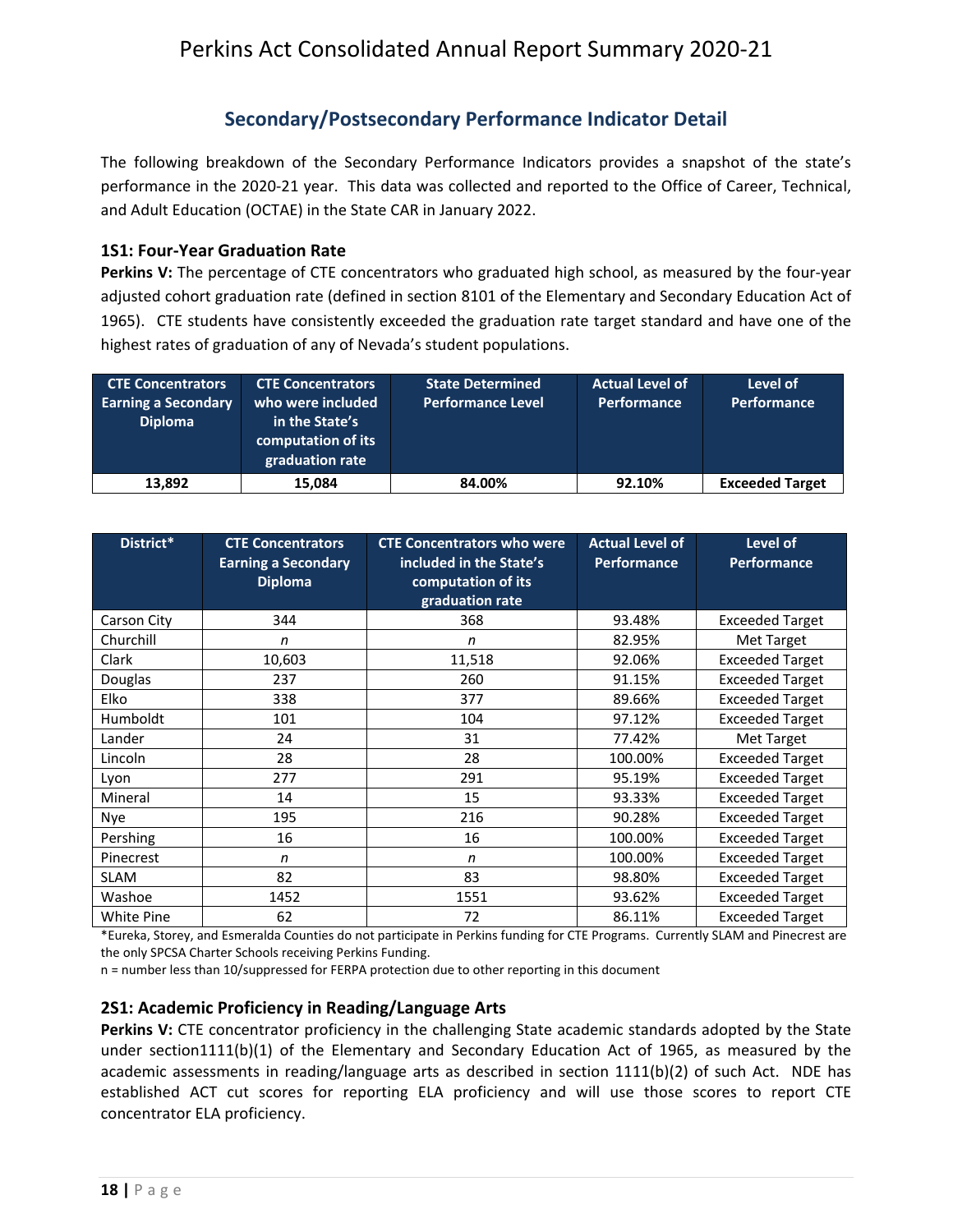## Secondary/Postsecondary Performance Indicator Detail

The following breakdown of the Secondary Performance Indicators provides a snapshot of the state's performance in the 2020-21 year. This data was collected and reported to the Office of Career, Technical, and Adult Education (OCTAE) in the State CAR in January 2022.

### 1S1: Four-Year Graduation Rate

**Perkins V:** The percentage of CTE concentrators who graduated high school, as measured by the four-year adjusted cohort graduation rate (defined in section 8101 of the Elementary and Secondary Education Act of 1965). CTE students have consistently exceeded the graduation rate target standard and have one of the highest rates of graduation of any of Nevada's student populations.

| CTE Concentrators Earning a Secondary Diploma | CTE Concentrators who were included in the State's computation of its graduation rate | State Determined Performance Level | Actual Level of Performance | Level of Performance |
|---|---|---|---|---|
| **13,892** | **15,084** | **84.00%** | **92.10%** | **Exceeded Target** |

| District* | CTE Concentrators Earning a Secondary Diploma | CTE Concentrators who were included in the State's computation of its graduation rate | Actual Level of Performance | Level of Performance |
|---|---|---|---|---|
| Carson City | 344 | 368 | 93.48% | Exceeded Target |
| Churchill | *n* | *n* | 82.95% | Met Target |
| Clark | 10,603 | 11,518 | 92.06% | Exceeded Target |
| Douglas | 237 | 260 | 91.15% | Exceeded Target |
| Elko | 338 | 377 | 89.66% | Exceeded Target |
| Humboldt | 101 | 104 | 97.12% | Exceeded Target |
| Lander | 24 | 31 | 77.42% | Met Target |
| Lincoln | 28 | 28 | 100.00% | Exceeded Target |
| Lyon | 277 | 291 | 95.19% | Exceeded Target |
| Mineral | 14 | 15 | 93.33% | Exceeded Target |
| Nye | 195 | 216 | 90.28% | Exceeded Target |
| Pershing | 16 | 16 | 100.00% | Exceeded Target |
| Pinecrest | *n* | *n* | 100.00% | Exceeded Target |
| SLAM | 82 | 83 | 98.80% | Exceeded Target |
| Washoe | 1452 | 1551 | 93.62% | Exceeded Target |
| White Pine | 62 | 72 | 86.11% | Exceeded Target |

*Eureka, Storey, and Esmeralda Counties do not participate in Perkins funding for CTE Programs. Currently SLAM and Pinecrest are the only SPCSA Charter Schools receiving Perkins Funding.

n = number less than 10/suppressed for FERPA protection due to other reporting in this document

### 2S1: Academic Proficiency in Reading/Language Arts

**Perkins V:** CTE concentrator proficiency in the challenging State academic standards adopted by the State under section1111(b)(1) of the Elementary and Secondary Education Act of 1965, as measured by the academic assessments in reading/language arts as described in section 1111(b)(2) of such Act. NDE has established ACT cut scores for reporting ELA proficiency and will use those scores to report CTE concentrator ELA proficiency.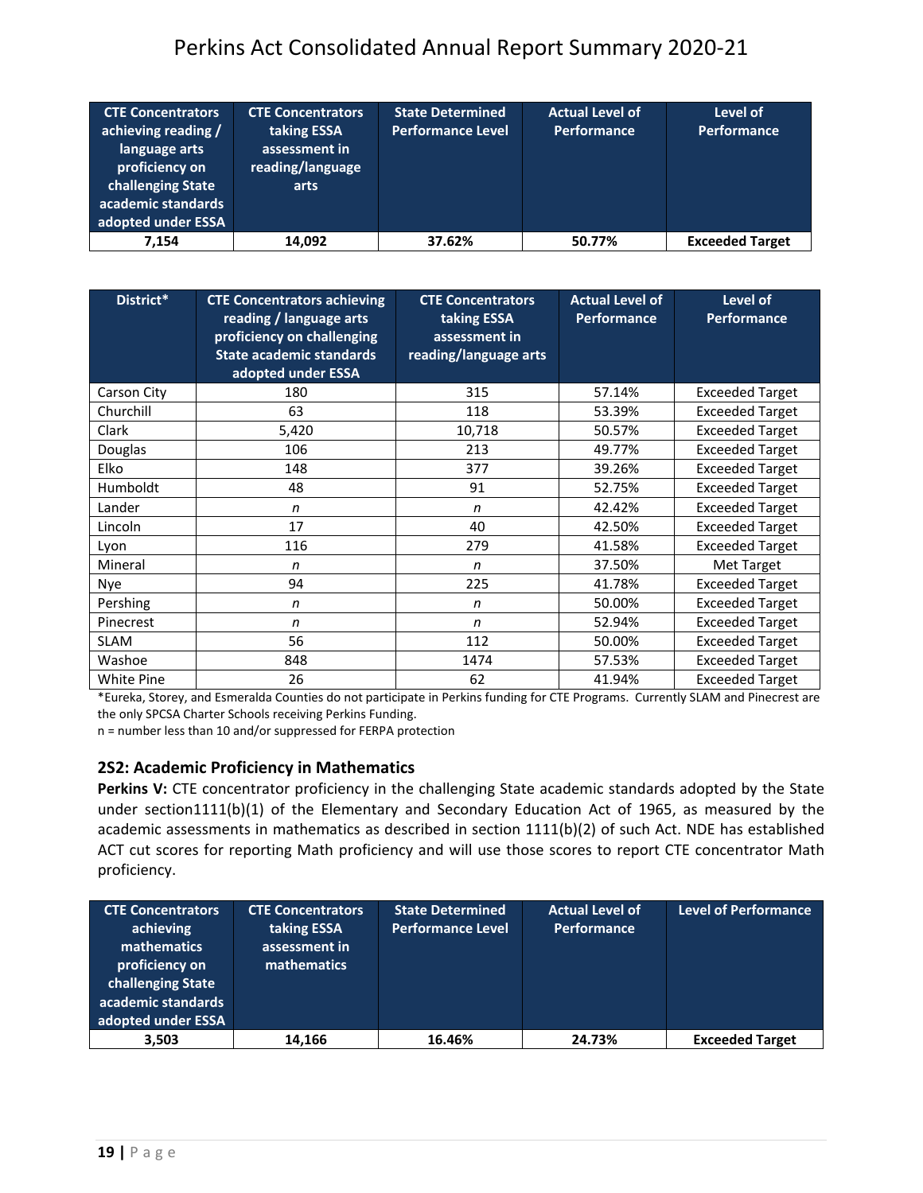| CTE Concentrators achieving reading / language arts proficiency on challenging State academic standards adopted under ESSA | CTE Concentrators taking ESSA assessment in reading/language arts | State Determined Performance Level | Actual Level of Performance | Level of Performance |
|---|---|---|---|---|
| **7,154** | **14,092** | **37.62%** | **50.77%** | **Exceeded Target** |

| District* | CTE Concentrators achieving reading / language arts proficiency on challenging State academic standards adopted under ESSA | CTE Concentrators taking ESSA assessment in reading/language arts | Actual Level of Performance | Level of Performance |
|---|---|---|---|---|
| Carson City | 180 | 315 | 57.14% | Exceeded Target |
| Churchill | 63 | 118 | 53.39% | Exceeded Target |
| Clark | 5,420 | 10,718 | 50.57% | Exceeded Target |
| Douglas | 106 | 213 | 49.77% | Exceeded Target |
| Elko | 148 | 377 | 39.26% | Exceeded Target |
| Humboldt | 48 | 91 | 52.75% | Exceeded Target |
| Lander | *n* | *n* | 42.42% | Exceeded Target |
| Lincoln | 17 | 40 | 42.50% | Exceeded Target |
| Lyon | 116 | 279 | 41.58% | Exceeded Target |
| Mineral | *n* | *n* | 37.50% | Met Target |
| Nye | 94 | 225 | 41.78% | Exceeded Target |
| Pershing | *n* | *n* | 50.00% | Exceeded Target |
| Pinecrest | *n* | *n* | 52.94% | Exceeded Target |
| SLAM | 56 | 112 | 50.00% | Exceeded Target |
| Washoe | 848 | 1474 | 57.53% | Exceeded Target |
| White Pine | 26 | 62 | 41.94% | Exceeded Target |

*Eureka, Storey, and Esmeralda Counties do not participate in Perkins funding for CTE Programs. Currently SLAM and Pinecrest are the only SPCSA Charter Schools receiving Perkins Funding.
n = number less than 10 and/or suppressed for FERPA protection

### 2S2: Academic Proficiency in Mathematics

**Perkins V:** CTE concentrator proficiency in the challenging State academic standards adopted by the State under section1111(b)(1) of the Elementary and Secondary Education Act of 1965, as measured by the academic assessments in mathematics as described in section 1111(b)(2) of such Act. NDE has established ACT cut scores for reporting Math proficiency and will use those scores to report CTE concentrator Math proficiency.

| CTE Concentrators achieving mathematics proficiency on challenging State academic standards adopted under ESSA | CTE Concentrators taking ESSA assessment in mathematics | State Determined Performance Level | Actual Level of Performance | Level of Performance |
|---|---|---|---|---|
| **3,503** | **14,166** | **16.46%** | **24.73%** | **Exceeded Target** |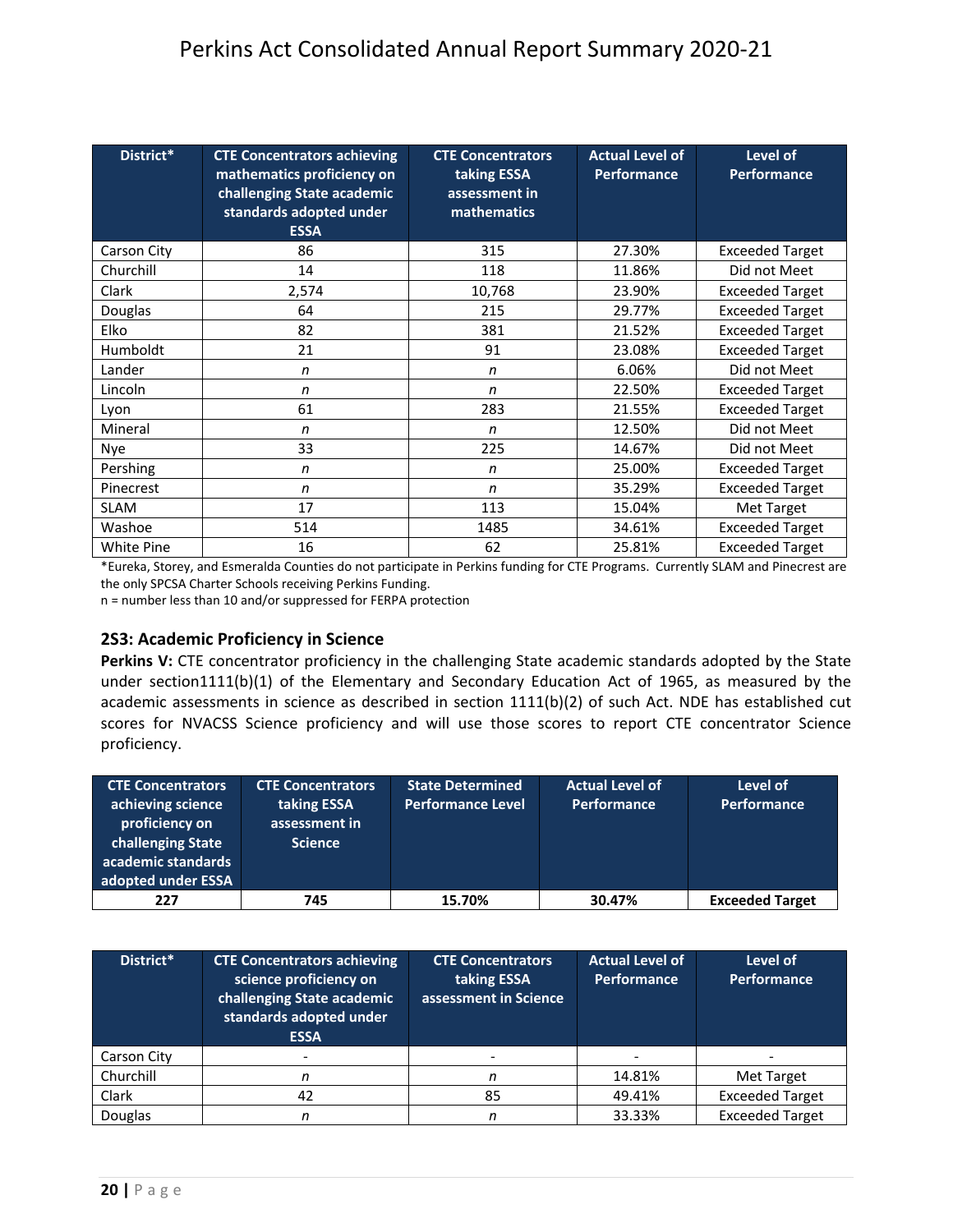| District* | CTE Concentrators achieving mathematics proficiency on challenging State academic standards adopted under ESSA | CTE Concentrators taking ESSA assessment in mathematics | Actual Level of Performance | Level of Performance |
|---|---|---|---|---|
| Carson City | 86 | 315 | 27.30% | Exceeded Target |
| Churchill | 14 | 118 | 11.86% | Did not Meet |
| Clark | 2,574 | 10,768 | 23.90% | Exceeded Target |
| Douglas | 64 | 215 | 29.77% | Exceeded Target |
| Elko | 82 | 381 | 21.52% | Exceeded Target |
| Humboldt | 21 | 91 | 23.08% | Exceeded Target |
| Lander | *n* | *n* | 6.06% | Did not Meet |
| Lincoln | *n* | *n* | 22.50% | Exceeded Target |
| Lyon | 61 | 283 | 21.55% | Exceeded Target |
| Mineral | *n* | *n* | 12.50% | Did not Meet |
| Nye | 33 | 225 | 14.67% | Did not Meet |
| Pershing | *n* | *n* | 25.00% | Exceeded Target |
| Pinecrest | *n* | *n* | 35.29% | Exceeded Target |
| SLAM | 17 | 113 | 15.04% | Met Target |
| Washoe | 514 | 1485 | 34.61% | Exceeded Target |
| White Pine | 16 | 62 | 25.81% | Exceeded Target |

*Eureka, Storey, and Esmeralda Counties do not participate in Perkins funding for CTE Programs. Currently SLAM and Pinecrest are the only SPCSA Charter Schools receiving Perkins Funding.
n = number less than 10 and/or suppressed for FERPA protection

### 2S3: Academic Proficiency in Science

**Perkins V:** CTE concentrator proficiency in the challenging State academic standards adopted by the State under section1111(b)(1) of the Elementary and Secondary Education Act of 1965, as measured by the academic assessments in science as described in section 1111(b)(2) of such Act. NDE has established cut scores for NVACSS Science proficiency and will use those scores to report CTE concentrator Science proficiency.

| CTE Concentrators achieving science proficiency on challenging State academic standards adopted under ESSA | CTE Concentrators taking ESSA assessment in Science | State Determined Performance Level | Actual Level of Performance | Level of Performance |
|---|---|---|---|---|
| **227** | **745** | **15.70%** | **30.47%** | **Exceeded Target** |

| District* | CTE Concentrators achieving science proficiency on challenging State academic standards adopted under ESSA | CTE Concentrators taking ESSA assessment in Science | Actual Level of Performance | Level of Performance |
|---|---|---|---|---|
| Carson City | - | - | - | - |
| Churchill | *n* | *n* | 14.81% | Met Target |
| Clark | 42 | 85 | 49.41% | Exceeded Target |
| Douglas | *n* | *n* | 33.33% | Exceeded Target |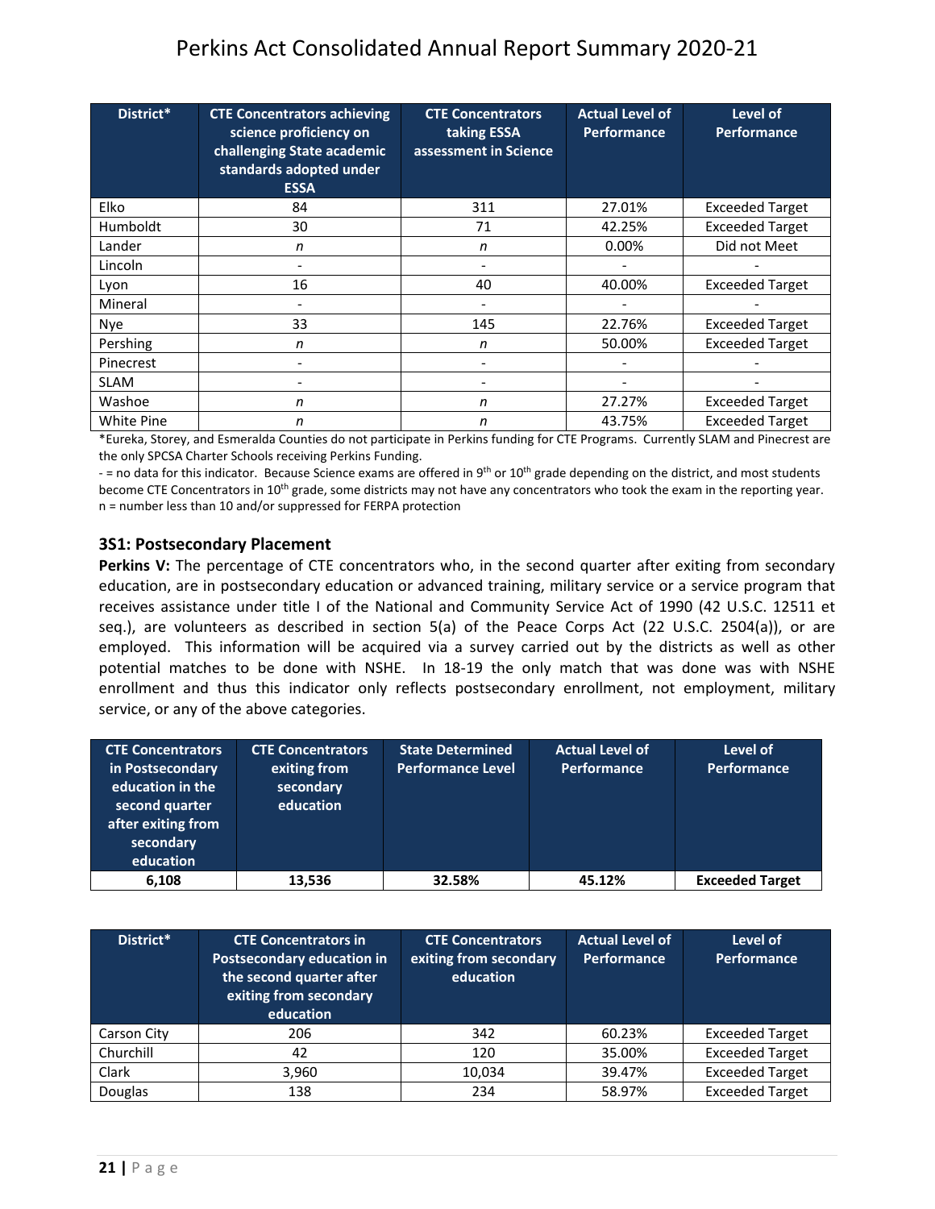| District* | CTE Concentrators achieving science proficiency on challenging State academic standards adopted under ESSA | CTE Concentrators taking ESSA assessment in Science | Actual Level of Performance | Level of Performance |
|---|---|---|---|---|
| Elko | 84 | 311 | 27.01% | Exceeded Target |
| Humboldt | 30 | 71 | 42.25% | Exceeded Target |
| Lander | *n* | *n* | 0.00% | Did not Meet |
| Lincoln | - | - | - | - |
| Lyon | 16 | 40 | 40.00% | Exceeded Target |
| Mineral | - | - | - | - |
| Nye | 33 | 145 | 22.76% | Exceeded Target |
| Pershing | *n* | *n* | 50.00% | Exceeded Target |
| Pinecrest | - | - | - | - |
| SLAM | - | - | - | - |
| Washoe | *n* | *n* | 27.27% | Exceeded Target |
| White Pine | *n* | *n* | 43.75% | Exceeded Target |

*Eureka, Storey, and Esmeralda Counties do not participate in Perkins funding for CTE Programs. Currently SLAM and Pinecrest are the only SPCSA Charter Schools receiving Perkins Funding.

- = no data for this indicator. Because Science exams are offered in 9th or 10th grade depending on the district, and most students become CTE Concentrators in 10th grade, some districts may not have any concentrators who took the exam in the reporting year.

n = number less than 10 and/or suppressed for FERPA protection

### 3S1: Postsecondary Placement

**Perkins V:** The percentage of CTE concentrators who, in the second quarter after exiting from secondary education, are in postsecondary education or advanced training, military service or a service program that receives assistance under title I of the National and Community Service Act of 1990 (42 U.S.C. 12511 et seq.), are volunteers as described in section 5(a) of the Peace Corps Act (22 U.S.C. 2504(a)), or are employed. This information will be acquired via a survey carried out by the districts as well as other potential matches to be done with NSHE. In 18-19 the only match that was done was with NSHE enrollment and thus this indicator only reflects postsecondary enrollment, not employment, military service, or any of the above categories.

| CTE Concentrators in Postsecondary education in the second quarter after exiting from secondary education | CTE Concentrators exiting from secondary education | State Determined Performance Level | Actual Level of Performance | Level of Performance |
|---|---|---|---|---|
| **6,108** | **13,536** | **32.58%** | **45.12%** | **Exceeded Target** |

| District* | CTE Concentrators in Postsecondary education in the second quarter after exiting from secondary education | CTE Concentrators exiting from secondary education | Actual Level of Performance | Level of Performance |
|---|---|---|---|---|
| Carson City | 206 | 342 | 60.23% | Exceeded Target |
| Churchill | 42 | 120 | 35.00% | Exceeded Target |
| Clark | 3,960 | 10,034 | 39.47% | Exceeded Target |
| Douglas | 138 | 234 | 58.97% | Exceeded Target |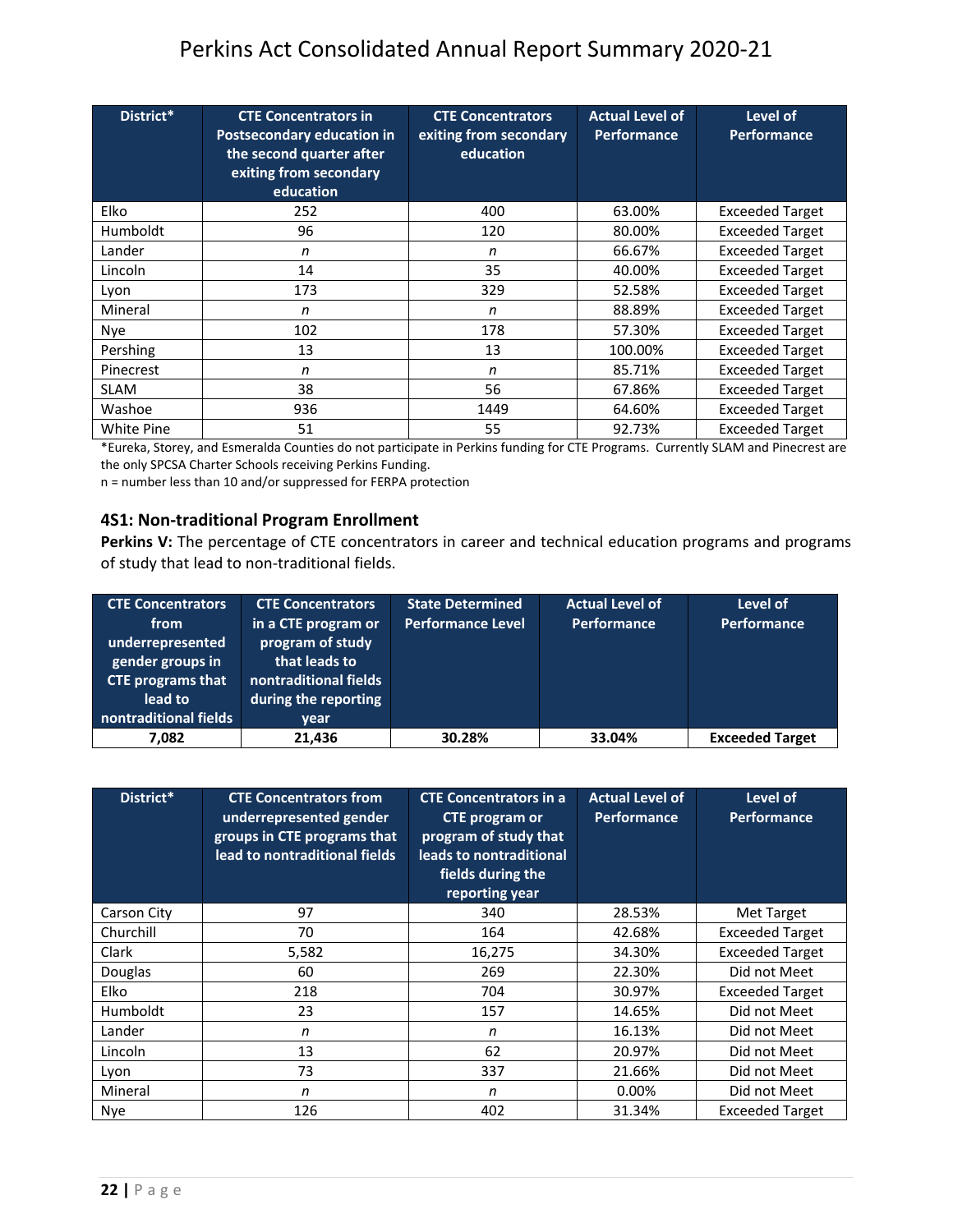| District* | CTE Concentrators in Postsecondary education in the second quarter after exiting from secondary education | CTE Concentrators exiting from secondary education | Actual Level of Performance | Level of Performance |
|---|---|---|---|---|
| Elko | 252 | 400 | 63.00% | Exceeded Target |
| Humboldt | 96 | 120 | 80.00% | Exceeded Target |
| Lander | *n* | *n* | 66.67% | Exceeded Target |
| Lincoln | 14 | 35 | 40.00% | Exceeded Target |
| Lyon | 173 | 329 | 52.58% | Exceeded Target |
| Mineral | *n* | *n* | 88.89% | Exceeded Target |
| Nye | 102 | 178 | 57.30% | Exceeded Target |
| Pershing | 13 | 13 | 100.00% | Exceeded Target |
| Pinecrest | *n* | *n* | 85.71% | Exceeded Target |
| SLAM | 38 | 56 | 67.86% | Exceeded Target |
| Washoe | 936 | 1449 | 64.60% | Exceeded Target |
| White Pine | 51 | 55 | 92.73% | Exceeded Target |

*Eureka, Storey, and Esmeralda Counties do not participate in Perkins funding for CTE Programs. Currently SLAM and Pinecrest are the only SPCSA Charter Schools receiving Perkins Funding.
n = number less than 10 and/or suppressed for FERPA protection

### 4S1: Non-traditional Program Enrollment

**Perkins V:** The percentage of CTE concentrators in career and technical education programs and programs of study that lead to non-traditional fields.

| CTE Concentrators from underrepresented gender groups in CTE programs that lead to nontraditional fields | CTE Concentrators in a CTE program or program of study that leads to nontraditional fields during the reporting year | State Determined Performance Level | Actual Level of Performance | Level of Performance |
|---|---|---|---|---|
| **7,082** | **21,436** | **30.28%** | **33.04%** | **Exceeded Target** |

| District* | CTE Concentrators from underrepresented gender groups in CTE programs that lead to nontraditional fields | CTE Concentrators in a CTE program or program of study that leads to nontraditional fields during the reporting year | Actual Level of Performance | Level of Performance |
|---|---|---|---|---|
| Carson City | 97 | 340 | 28.53% | Met Target |
| Churchill | 70 | 164 | 42.68% | Exceeded Target |
| Clark | 5,582 | 16,275 | 34.30% | Exceeded Target |
| Douglas | 60 | 269 | 22.30% | Did not Meet |
| Elko | 218 | 704 | 30.97% | Exceeded Target |
| Humboldt | 23 | 157 | 14.65% | Did not Meet |
| Lander | *n* | *n* | 16.13% | Did not Meet |
| Lincoln | 13 | 62 | 20.97% | Did not Meet |
| Lyon | 73 | 337 | 21.66% | Did not Meet |
| Mineral | *n* | *n* | 0.00% | Did not Meet |
| Nye | 126 | 402 | 31.34% | Exceeded Target |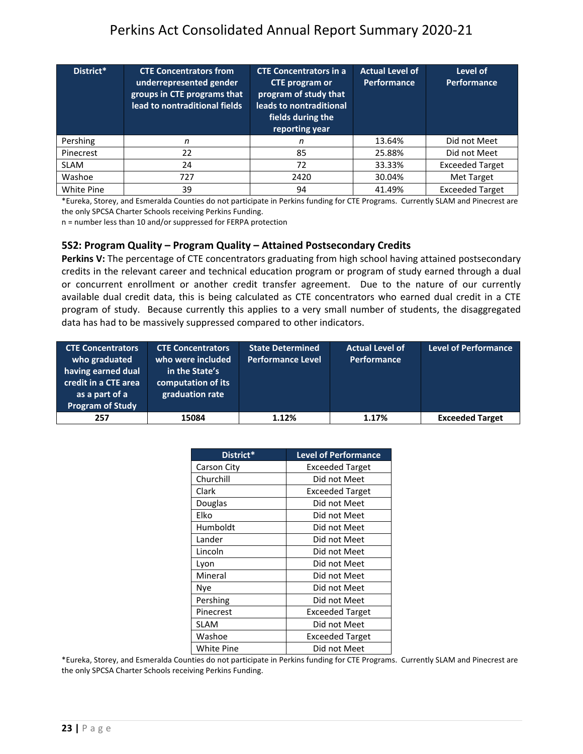| District* | CTE Concentrators from underrepresented gender groups in CTE programs that lead to nontraditional fields | CTE Concentrators in a CTE program or program of study that leads to nontraditional fields during the reporting year | Actual Level of Performance | Level of Performance |
|---|---|---|---|---|
| Pershing | *n* | *n* | 13.64% | Did not Meet |
| Pinecrest | 22 | 85 | 25.88% | Did not Meet |
| SLAM | 24 | 72 | 33.33% | Exceeded Target |
| Washoe | 727 | 2420 | 30.04% | Met Target |
| White Pine | 39 | 94 | 41.49% | Exceeded Target |

*Eureka, Storey, and Esmeralda Counties do not participate in Perkins funding for CTE Programs. Currently SLAM and Pinecrest are the only SPCSA Charter Schools receiving Perkins Funding.
n = number less than 10 and/or suppressed for FERPA protection

### 5S2: Program Quality – Program Quality – Attained Postsecondary Credits

**Perkins V:** The percentage of CTE concentrators graduating from high school having attained postsecondary credits in the relevant career and technical education program or program of study earned through a dual or concurrent enrollment or another credit transfer agreement. Due to the nature of our currently available dual credit data, this is being calculated as CTE concentrators who earned dual credit in a CTE program of study. Because currently this applies to a very small number of students, the disaggregated data has had to be massively suppressed compared to other indicators.

| CTE Concentrators who graduated having earned dual credit in a CTE area as a part of a Program of Study | CTE Concentrators who were included in the State's computation of its graduation rate | State Determined Performance Level | Actual Level of Performance | Level of Performance |
|---|---|---|---|---|
| **257** | **15084** | **1.12%** | **1.17%** | **Exceeded Target** |

| District* | Level of Performance |
|---|---|
| Carson City | Exceeded Target |
| Churchill | Did not Meet |
| Clark | Exceeded Target |
| Douglas | Did not Meet |
| Elko | Did not Meet |
| Humboldt | Did not Meet |
| Lander | Did not Meet |
| Lincoln | Did not Meet |
| Lyon | Did not Meet |
| Mineral | Did not Meet |
| Nye | Did not Meet |
| Pershing | Did not Meet |
| Pinecrest | Exceeded Target |
| SLAM | Did not Meet |
| Washoe | Exceeded Target |
| White Pine | Did not Meet |

*Eureka, Storey, and Esmeralda Counties do not participate in Perkins funding for CTE Programs. Currently SLAM and Pinecrest are the only SPCSA Charter Schools receiving Perkins Funding.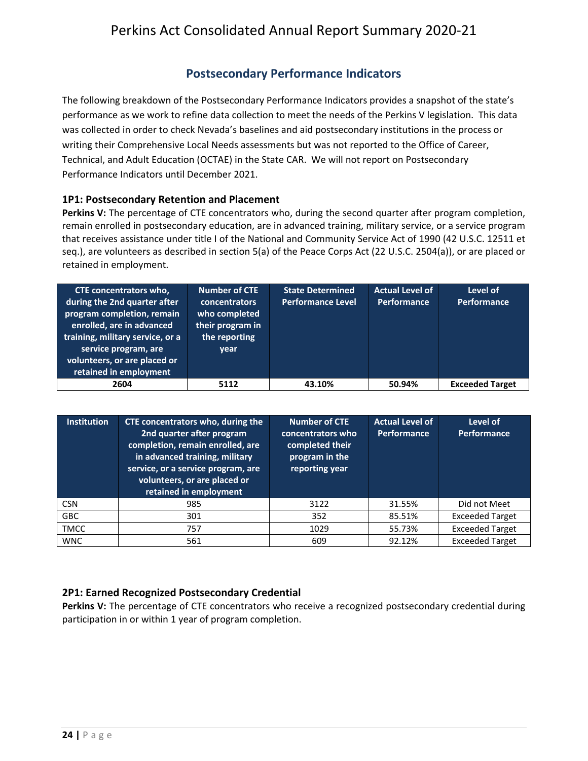## Postsecondary Performance Indicators

The following breakdown of the Postsecondary Performance Indicators provides a snapshot of the state's performance as we work to refine data collection to meet the needs of the Perkins V legislation. This data was collected in order to check Nevada's baselines and aid postsecondary institutions in the process or writing their Comprehensive Local Needs assessments but was not reported to the Office of Career, Technical, and Adult Education (OCTAE) in the State CAR. We will not report on Postsecondary Performance Indicators until December 2021.

### 1P1: Postsecondary Retention and Placement

**Perkins V:** The percentage of CTE concentrators who, during the second quarter after program completion, remain enrolled in postsecondary education, are in advanced training, military service, or a service program that receives assistance under title I of the National and Community Service Act of 1990 (42 U.S.C. 12511 et seq.), are volunteers as described in section 5(a) of the Peace Corps Act (22 U.S.C. 2504(a)), or are placed or retained in employment.

| CTE concentrators who, during the 2nd quarter after program completion, remain enrolled, are in advanced training, military service, or a service program, are volunteers, or are placed or retained in employment | Number of CTE concentrators who completed their program in the reporting year | State Determined Performance Level | Actual Level of Performance | Level of Performance |
|---|---|---|---|---|
| **2604** | **5112** | **43.10%** | **50.94%** | **Exceeded Target** |

| Institution | CTE concentrators who, during the 2nd quarter after program completion, remain enrolled, are in advanced training, military service, or a service program, are volunteers, or are placed or retained in employment | Number of CTE concentrators who completed their program in the reporting year | Actual Level of Performance | Level of Performance |
|---|---|---|---|---|
| CSN | 985 | 3122 | 31.55% | Did not Meet |
| GBC | 301 | 352 | 85.51% | Exceeded Target |
| TMCC | 757 | 1029 | 55.73% | Exceeded Target |
| WNC | 561 | 609 | 92.12% | Exceeded Target |

### 2P1: Earned Recognized Postsecondary Credential

**Perkins V:** The percentage of CTE concentrators who receive a recognized postsecondary credential during participation in or within 1 year of program completion.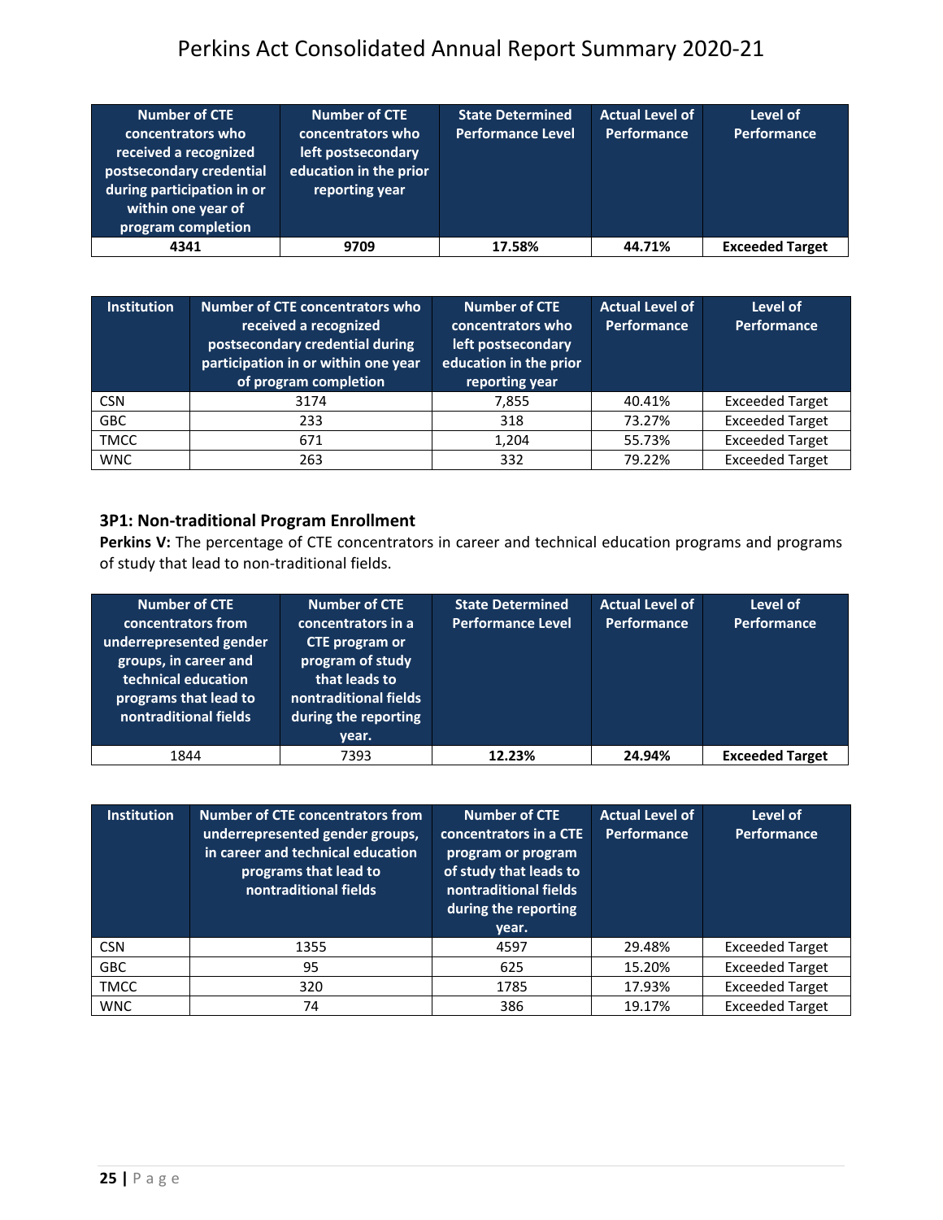| Number of CTE concentrators who received a recognized postsecondary credential during participation in or within one year of program completion | Number of CTE concentrators who left postsecondary education in the prior reporting year | State Determined Performance Level | Actual Level of Performance | Level of Performance |
|---|---|---|---|---|
| **4341** | **9709** | **17.58%** | **44.71%** | **Exceeded Target** |

| Institution | Number of CTE concentrators who received a recognized postsecondary credential during participation in or within one year of program completion | Number of CTE concentrators who left postsecondary education in the prior reporting year | Actual Level of Performance | Level of Performance |
|---|---|---|---|---|
| CSN | 3174 | 7,855 | 40.41% | Exceeded Target |
| GBC | 233 | 318 | 73.27% | Exceeded Target |
| TMCC | 671 | 1,204 | 55.73% | Exceeded Target |
| WNC | 263 | 332 | 79.22% | Exceeded Target |

### 3P1: Non-traditional Program Enrollment

**Perkins V:** The percentage of CTE concentrators in career and technical education programs and programs of study that lead to non-traditional fields.

| Number of CTE concentrators from underrepresented gender groups, in career and technical education programs that lead to nontraditional fields | Number of CTE concentrators in a CTE program or program of study that leads to nontraditional fields during the reporting year. | State Determined Performance Level | Actual Level of Performance | Level of Performance |
|---|---|---|---|---|
| 1844 | 7393 | **12.23%** | **24.94%** | **Exceeded Target** |

| Institution | Number of CTE concentrators from underrepresented gender groups, in career and technical education programs that lead to nontraditional fields | Number of CTE concentrators in a CTE program or program of study that leads to nontraditional fields during the reporting year. | Actual Level of Performance | Level of Performance |
|---|---|---|---|---|
| CSN | 1355 | 4597 | 29.48% | Exceeded Target |
| GBC | 95 | 625 | 15.20% | Exceeded Target |
| TMCC | 320 | 1785 | 17.93% | Exceeded Target |
| WNC | 74 | 386 | 19.17% | Exceeded Target |